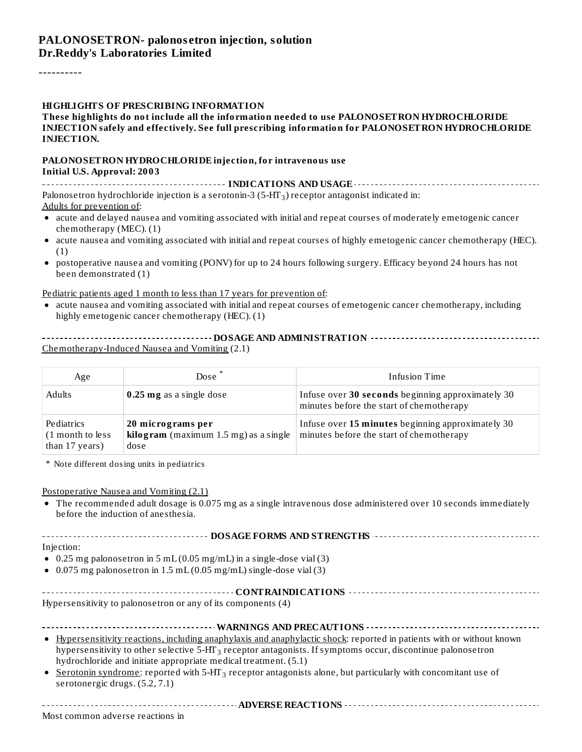# PALONOSETRON- palonosetron injection, solution
## Dr.Reddy's Laboratories Limited

----------

**HIGHLIGHTS OF PRESCRIBING INFORMATION**
**These highlights do not include all the information needed to use PALONOSETRON HYDROCHLORIDE INJECTION safely and effectively. See full prescribing information for PALONOSETRON HYDROCHLORIDE INJECTION.**

**PALONOSETRON HYDROCHLORIDE injection, for intravenous use**
**Initial U.S. Approval: 2003**

**INDICATIONS AND USAGE**

Palonosetron hydrochloride injection is a serotonin-3 (5-$HT_3$) receptor antagonist indicated in:

Adults for prevention of:

- acute and delayed nausea and vomiting associated with initial and repeat courses of moderately emetogenic cancer chemotherapy (MEC). (1)
- acute nausea and vomiting associated with initial and repeat courses of highly emetogenic cancer chemotherapy (HEC). (1)
- postoperative nausea and vomiting (PONV) for up to 24 hours following surgery. Efficacy beyond 24 hours has not been demonstrated (1)

Pediatric patients aged 1 month to less than 17 years for prevention of:

- acute nausea and vomiting associated with initial and repeat courses of emetogenic cancer chemotherapy, including highly emetogenic cancer chemotherapy (HEC). (1)

**DOSAGE AND ADMINISTRATION**

Chemotherapy-Induced Nausea and Vomiting (2.1)

| Age | Dose * | Infusion Time |
|---|---|---|
| Adults | **0.25 mg** as a single dose | Infuse over **30 seconds** beginning approximately 30 minutes before the start of chemotherapy |
| Pediatrics (1 month to less than 17 years) | **20 micrograms per kilogram** (maximum 1.5 mg) as a single dose | Infuse over **15 minutes** beginning approximately 30 minutes before the start of chemotherapy |

\* Note different dosing units in pediatrics

Postoperative Nausea and Vomiting (2.1)

- The recommended adult dosage is 0.075 mg as a single intravenous dose administered over 10 seconds immediately before the induction of anesthesia.

**DOSAGE FORMS AND STRENGTHS**

Injection:

- 0.25 mg palonosetron in 5 mL (0.05 mg/mL) in a single-dose vial (3)
- 0.075 mg palonosetron in 1.5 mL (0.05 mg/mL) single-dose vial (3)

**CONTRAINDICATIONS**

Hypersensitivity to palonosetron or any of its components (4)

**WARNINGS AND PRECAUTIONS**

- Hypersensitivity reactions, including anaphylaxis and anaphylactic shock: reported in patients with or without known hypersensitivity to other selective 5-$HT_3$ receptor antagonists. If symptoms occur, discontinue palonosetron hydrochloride and initiate appropriate medical treatment. (5.1)
- Serotonin syndrome: reported with 5-$HT_3$ receptor antagonists alone, but particularly with concomitant use of serotonergic drugs. (5.2, 7.1)

**ADVERSE REACTIONS**

Most common adverse reactions in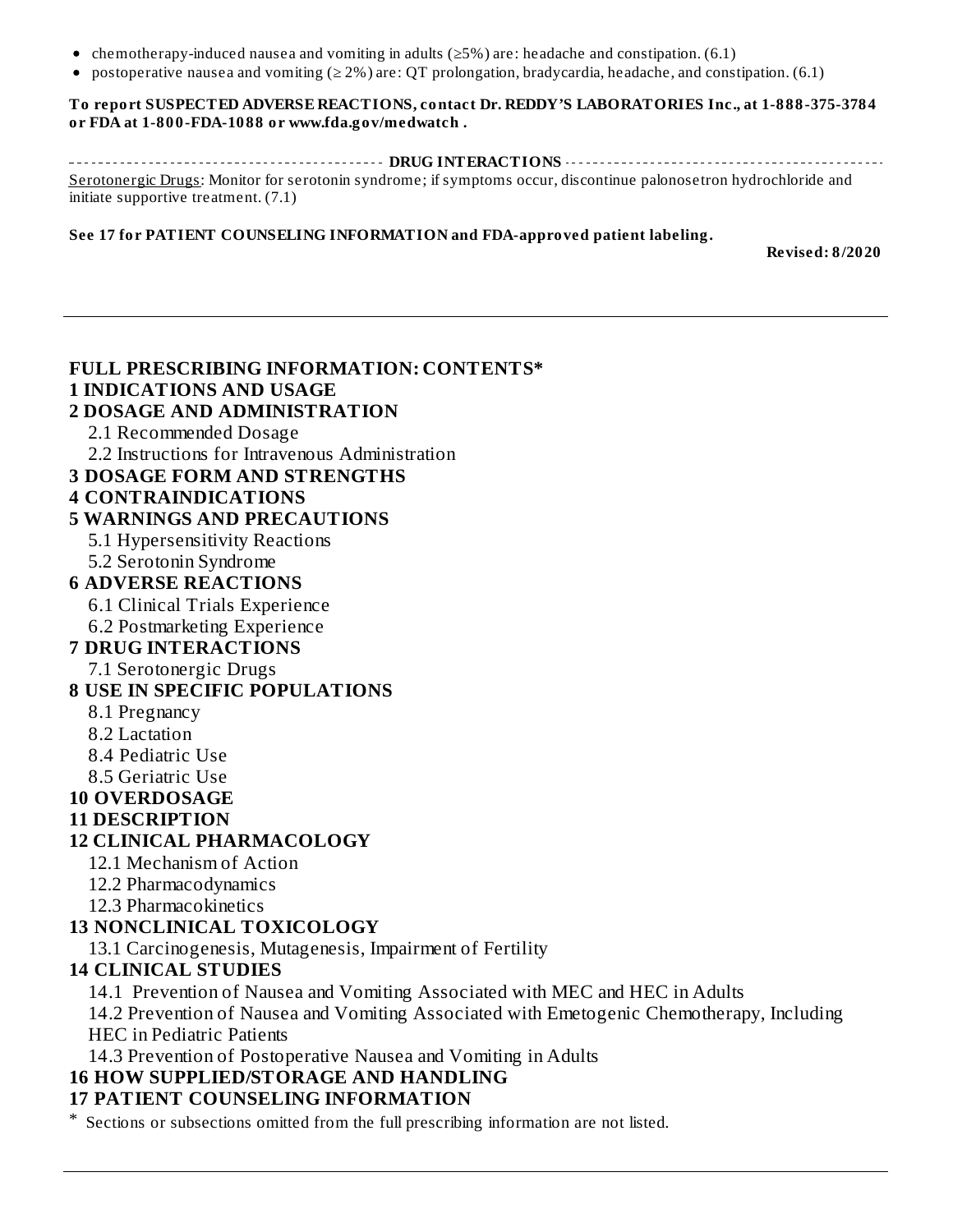- chemotherapy-induced nausea and vomiting in adults (≥5%) are: headache and constipation. (6.1)
- postoperative nausea and vomiting (≥ 2%) are: QT prolongation, bradycardia, headache, and constipation. (6.1)

**To report SUSPECTED ADVERSE REACTIONS, contact Dr. REDDY'S LABORATORIES Inc., at 1-888-375-3784 or FDA at 1-800-FDA-1088 or www.fda.gov/medwatch .**

**DRUG INTERACTIONS**

Serotonergic Drugs: Monitor for serotonin syndrome; if symptoms occur, discontinue palonosetron hydrochloride and initiate supportive treatment. (7.1)

**See 17 for PATIENT COUNSELING INFORMATION and FDA-approved patient labeling.**

**Revised: 8/2020**

---

## FULL PRESCRIBING INFORMATION: CONTENTS*

**1 INDICATIONS AND USAGE**

**2 DOSAGE AND ADMINISTRATION**

- 2.1 Recommended Dosage
- 2.2 Instructions for Intravenous Administration

**3 DOSAGE FORM AND STRENGTHS**

**4 CONTRAINDICATIONS**

**5 WARNINGS AND PRECAUTIONS**

- 5.1 Hypersensitivity Reactions
- 5.2 Serotonin Syndrome

**6 ADVERSE REACTIONS**

- 6.1 Clinical Trials Experience
- 6.2 Postmarketing Experience

**7 DRUG INTERACTIONS**

- 7.1 Serotonergic Drugs

**8 USE IN SPECIFIC POPULATIONS**

- 8.1 Pregnancy
- 8.2 Lactation
- 8.4 Pediatric Use
- 8.5 Geriatric Use

**10 OVERDOSAGE**

**11 DESCRIPTION**

**12 CLINICAL PHARMACOLOGY**

- 12.1 Mechanism of Action
- 12.2 Pharmacodynamics
- 12.3 Pharmacokinetics

**13 NONCLINICAL TOXICOLOGY**

- 13.1 Carcinogenesis, Mutagenesis, Impairment of Fertility

**14 CLINICAL STUDIES**

- 14.1 Prevention of Nausea and Vomiting Associated with MEC and HEC in Adults
- 14.2 Prevention of Nausea and Vomiting Associated with Emetogenic Chemotherapy, Including HEC in Pediatric Patients
- 14.3 Prevention of Postoperative Nausea and Vomiting in Adults

**16 HOW SUPPLIED/STORAGE AND HANDLING**

**17 PATIENT COUNSELING INFORMATION**

\* Sections or subsections omitted from the full prescribing information are not listed.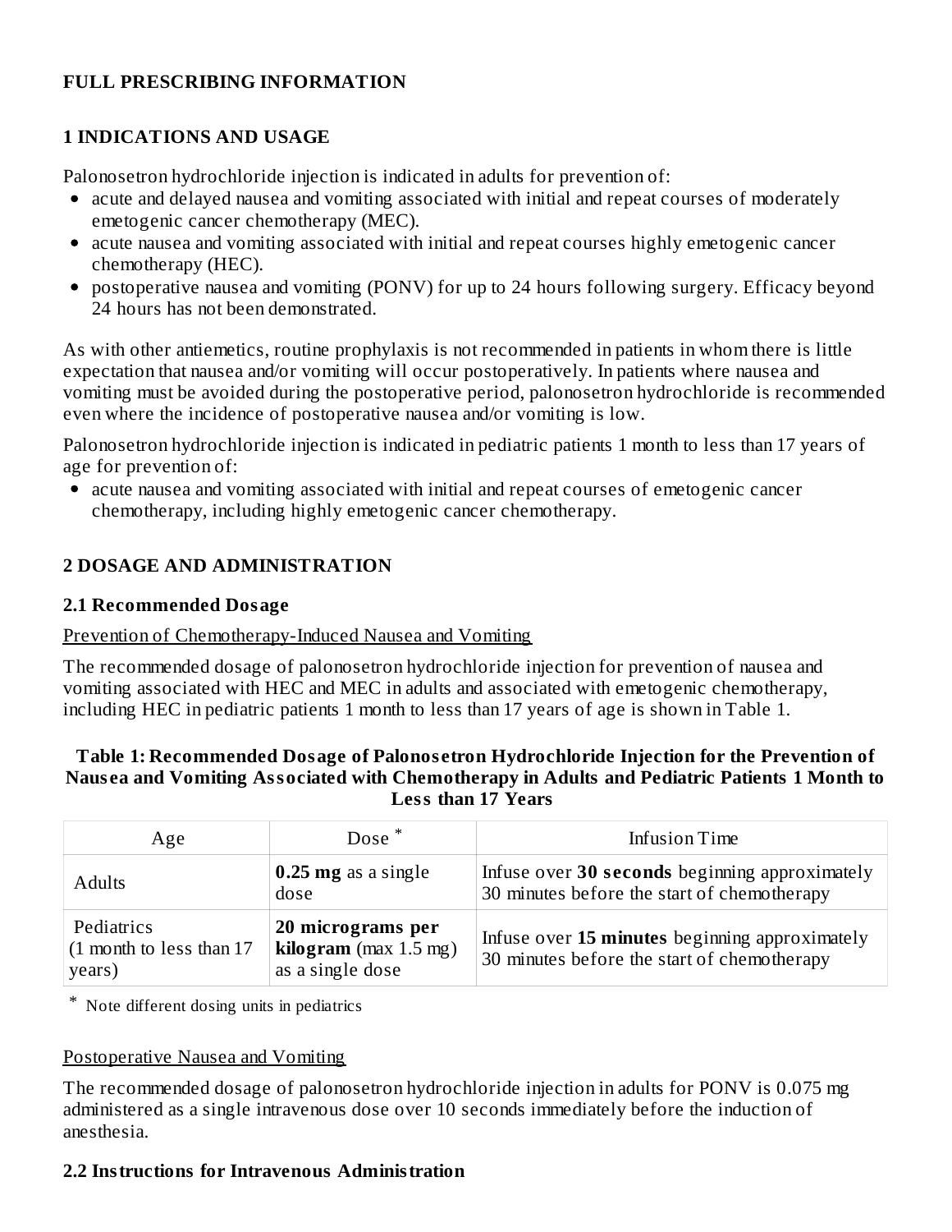# FULL PRESCRIBING INFORMATION

## 1 INDICATIONS AND USAGE

Palonosetron hydrochloride injection is indicated in adults for prevention of:

- acute and delayed nausea and vomiting associated with initial and repeat courses of moderately emetogenic cancer chemotherapy (MEC).
- acute nausea and vomiting associated with initial and repeat courses highly emetogenic cancer chemotherapy (HEC).
- postoperative nausea and vomiting (PONV) for up to 24 hours following surgery. Efficacy beyond 24 hours has not been demonstrated.

As with other antiemetics, routine prophylaxis is not recommended in patients in whom there is little expectation that nausea and/or vomiting will occur postoperatively. In patients where nausea and vomiting must be avoided during the postoperative period, palonosetron hydrochloride is recommended even where the incidence of postoperative nausea and/or vomiting is low.

Palonosetron hydrochloride injection is indicated in pediatric patients 1 month to less than 17 years of age for prevention of:

- acute nausea and vomiting associated with initial and repeat courses of emetogenic cancer chemotherapy, including highly emetogenic cancer chemotherapy.

## 2 DOSAGE AND ADMINISTRATION

### 2.1 Recommended Dosage

Prevention of Chemotherapy-Induced Nausea and Vomiting

The recommended dosage of palonosetron hydrochloride injection for prevention of nausea and vomiting associated with HEC and MEC in adults and associated with emetogenic chemotherapy, including HEC in pediatric patients 1 month to less than 17 years of age is shown in Table 1.

**Table 1: Recommended Dosage of Palonosetron Hydrochloride Injection for the Prevention of Nausea and Vomiting Associated with Chemotherapy in Adults and Pediatric Patients 1 Month to Less than 17 Years**

| Age | Dose * | Infusion Time |
|---|---|---|
| Adults | **0.25 mg** as a single dose | Infuse over **30 seconds** beginning approximately 30 minutes before the start of chemotherapy |
| Pediatrics (1 month to less than 17 years) | **20 micrograms per kilogram** (max 1.5 mg) as a single dose | Infuse over **15 minutes** beginning approximately 30 minutes before the start of chemotherapy |

* Note different dosing units in pediatrics

Postoperative Nausea and Vomiting

The recommended dosage of palonosetron hydrochloride injection in adults for PONV is 0.075 mg administered as a single intravenous dose over 10 seconds immediately before the induction of anesthesia.

### 2.2 Instructions for Intravenous Administration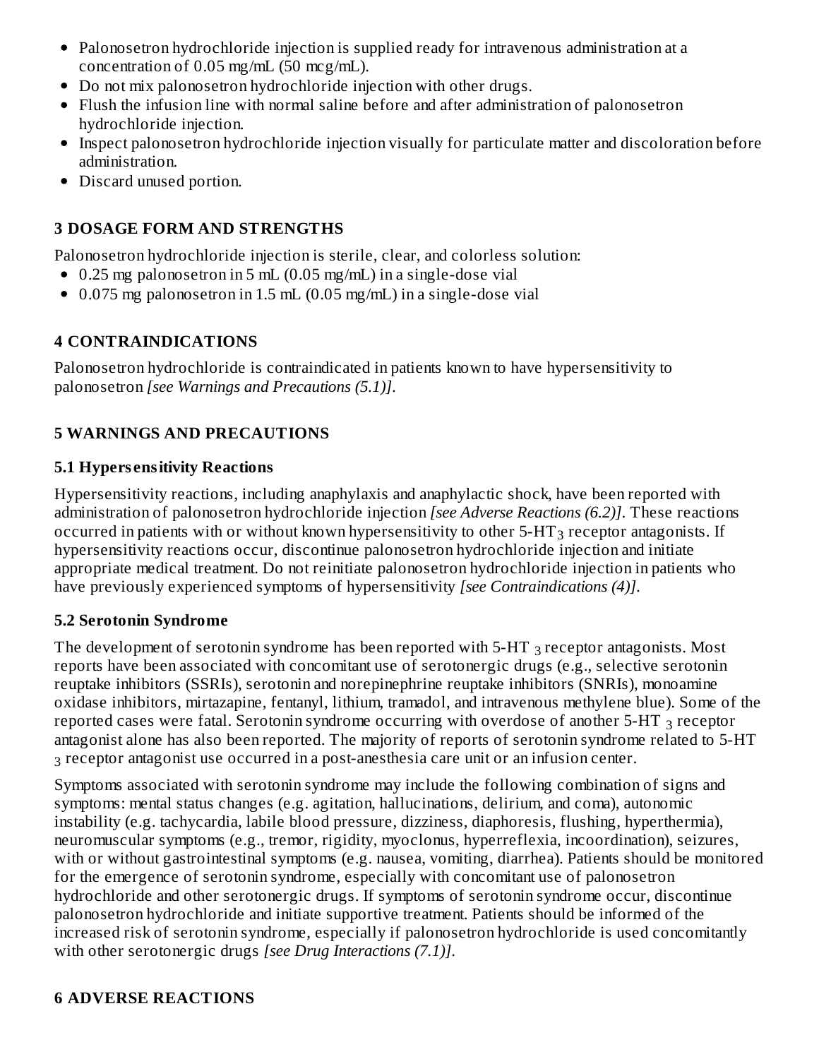- Palonosetron hydrochloride injection is supplied ready for intravenous administration at a concentration of 0.05 mg/mL (50 mcg/mL).
- Do not mix palonosetron hydrochloride injection with other drugs.
- Flush the infusion line with normal saline before and after administration of palonosetron hydrochloride injection.
- Inspect palonosetron hydrochloride injection visually for particulate matter and discoloration before administration.
- Discard unused portion.

## 3 DOSAGE FORM AND STRENGTHS

Palonosetron hydrochloride injection is sterile, clear, and colorless solution:

- 0.25 mg palonosetron in 5 mL (0.05 mg/mL) in a single-dose vial
- 0.075 mg palonosetron in 1.5 mL (0.05 mg/mL) in a single-dose vial

## 4 CONTRAINDICATIONS

Palonosetron hydrochloride is contraindicated in patients known to have hypersensitivity to palonosetron *[see Warnings and Precautions (5.1)]*.

## 5 WARNINGS AND PRECAUTIONS

### 5.1 Hypersensitivity Reactions

Hypersensitivity reactions, including anaphylaxis and anaphylactic shock, have been reported with administration of palonosetron hydrochloride injection *[see Adverse Reactions (6.2)]*. These reactions occurred in patients with or without known hypersensitivity to other 5-$HT_3$ receptor antagonists. If hypersensitivity reactions occur, discontinue palonosetron hydrochloride injection and initiate appropriate medical treatment. Do not reinitiate palonosetron hydrochloride injection in patients who have previously experienced symptoms of hypersensitivity *[see Contraindications (4)]*.

### 5.2 Serotonin Syndrome

The development of serotonin syndrome has been reported with 5-$HT_3$ receptor antagonists. Most reports have been associated with concomitant use of serotonergic drugs (e.g., selective serotonin reuptake inhibitors (SSRIs), serotonin and norepinephrine reuptake inhibitors (SNRIs), monoamine oxidase inhibitors, mirtazapine, fentanyl, lithium, tramadol, and intravenous methylene blue). Some of the reported cases were fatal. Serotonin syndrome occurring with overdose of another 5-$HT_3$ receptor antagonist alone has also been reported. The majority of reports of serotonin syndrome related to 5-$HT_3$ receptor antagonist use occurred in a post-anesthesia care unit or an infusion center.

Symptoms associated with serotonin syndrome may include the following combination of signs and symptoms: mental status changes (e.g. agitation, hallucinations, delirium, and coma), autonomic instability (e.g. tachycardia, labile blood pressure, dizziness, diaphoresis, flushing, hyperthermia), neuromuscular symptoms (e.g., tremor, rigidity, myoclonus, hyperreflexia, incoordination), seizures, with or without gastrointestinal symptoms (e.g. nausea, vomiting, diarrhea). Patients should be monitored for the emergence of serotonin syndrome, especially with concomitant use of palonosetron hydrochloride and other serotonergic drugs. If symptoms of serotonin syndrome occur, discontinue palonosetron hydrochloride and initiate supportive treatment. Patients should be informed of the increased risk of serotonin syndrome, especially if palonosetron hydrochloride is used concomitantly with other serotonergic drugs *[see Drug Interactions (7.1)]*.

## 6 ADVERSE REACTIONS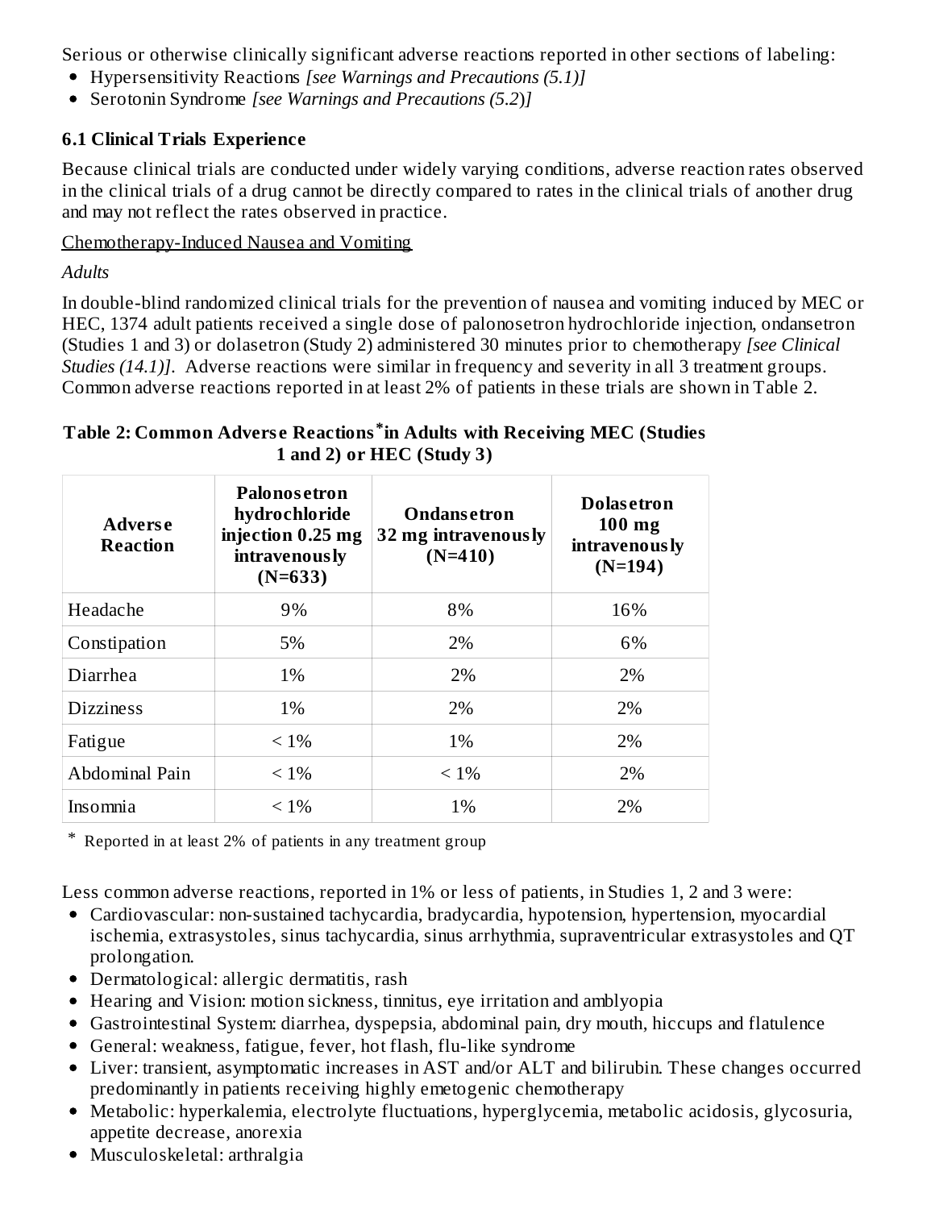Serious or otherwise clinically significant adverse reactions reported in other sections of labeling:

- Hypersensitivity Reactions *[see Warnings and Precautions (5.1)]*
- Serotonin Syndrome *[see Warnings and Precautions (5.2)]*

### 6.1 Clinical Trials Experience

Because clinical trials are conducted under widely varying conditions, adverse reaction rates observed in the clinical trials of a drug cannot be directly compared to rates in the clinical trials of another drug and may not reflect the rates observed in practice.

Chemotherapy-Induced Nausea and Vomiting

*Adults*

In double-blind randomized clinical trials for the prevention of nausea and vomiting induced by MEC or HEC, 1374 adult patients received a single dose of palonosetron hydrochloride injection, ondansetron (Studies 1 and 3) or dolasetron (Study 2) administered 30 minutes prior to chemotherapy *[see Clinical Studies (14.1)]*. Adverse reactions were similar in frequency and severity in all 3 treatment groups. Common adverse reactions reported in at least 2% of patients in these trials are shown in Table 2.

**Table 2: Common Adverse Reactions* in Adults with Receiving MEC (Studies 1 and 2) or HEC (Study 3)**

| Adverse Reaction | Palonosetron hydrochloride injection 0.25 mg intravenously (N=633) | Ondansetron 32 mg intravenously (N=410) | Dolasetron 100 mg intravenously (N=194) |
|---|---|---|---|
| Headache | 9% | 8% | 16% |
| Constipation | 5% | 2% | 6% |
| Diarrhea | 1% | 2% | 2% |
| Dizziness | 1% | 2% | 2% |
| Fatigue | < 1% | 1% | 2% |
| Abdominal Pain | < 1% | < 1% | 2% |
| Insomnia | < 1% | 1% | 2% |

\* Reported in at least 2% of patients in any treatment group

Less common adverse reactions, reported in 1% or less of patients, in Studies 1, 2 and 3 were:

- Cardiovascular: non-sustained tachycardia, bradycardia, hypotension, hypertension, myocardial ischemia, extrasystoles, sinus tachycardia, sinus arrhythmia, supraventricular extrasystoles and QT prolongation.
- Dermatological: allergic dermatitis, rash
- Hearing and Vision: motion sickness, tinnitus, eye irritation and amblyopia
- Gastrointestinal System: diarrhea, dyspepsia, abdominal pain, dry mouth, hiccups and flatulence
- General: weakness, fatigue, fever, hot flash, flu-like syndrome
- Liver: transient, asymptomatic increases in AST and/or ALT and bilirubin. These changes occurred predominantly in patients receiving highly emetogenic chemotherapy
- Metabolic: hyperkalemia, electrolyte fluctuations, hyperglycemia, metabolic acidosis, glycosuria, appetite decrease, anorexia
- Musculoskeletal: arthralgia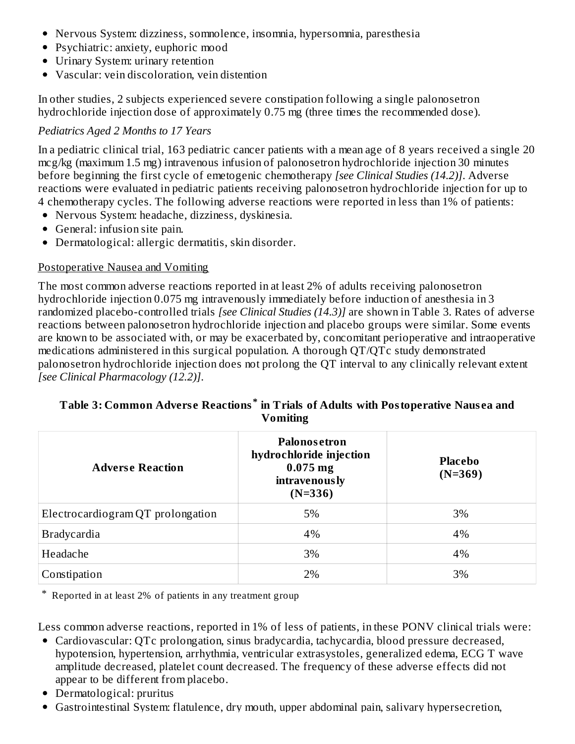- Nervous System: dizziness, somnolence, insomnia, hypersomnia, paresthesia
- Psychiatric: anxiety, euphoric mood
- Urinary System: urinary retention
- Vascular: vein discoloration, vein distention

In other studies, 2 subjects experienced severe constipation following a single palonosetron hydrochloride injection dose of approximately 0.75 mg (three times the recommended dose).

*Pediatrics Aged 2 Months to 17 Years*

In a pediatric clinical trial, 163 pediatric cancer patients with a mean age of 8 years received a single 20 mcg/kg (maximum 1.5 mg) intravenous infusion of palonosetron hydrochloride injection 30 minutes before beginning the first cycle of emetogenic chemotherapy *[see Clinical Studies (14.2)]*. Adverse reactions were evaluated in pediatric patients receiving palonosetron hydrochloride injection for up to 4 chemotherapy cycles. The following adverse reactions were reported in less than 1% of patients:

- Nervous System: headache, dizziness, dyskinesia.
- General: infusion site pain.
- Dermatological: allergic dermatitis, skin disorder.

Postoperative Nausea and Vomiting

The most common adverse reactions reported in at least 2% of adults receiving palonosetron hydrochloride injection 0.075 mg intravenously immediately before induction of anesthesia in 3 randomized placebo-controlled trials *[see Clinical Studies (14.3)]* are shown in Table 3. Rates of adverse reactions between palonosetron hydrochloride injection and placebo groups were similar. Some events are known to be associated with, or may be exacerbated by, concomitant perioperative and intraoperative medications administered in this surgical population. A thorough QT/QTc study demonstrated palonosetron hydrochloride injection does not prolong the QT interval to any clinically relevant extent *[see Clinical Pharmacology (12.2)]*.

**Table 3: Common Adverse Reactions* in Trials of Adults with Postoperative Nausea and Vomiting**

| Adverse Reaction | Palonosetron hydrochloride injection 0.075 mg intravenously (N=336) | Placebo (N=369) |
|---|---|---|
| Electrocardiogram QT prolongation | 5% | 3% |
| Bradycardia | 4% | 4% |
| Headache | 3% | 4% |
| Constipation | 2% | 3% |

\* Reported in at least 2% of patients in any treatment group

Less common adverse reactions, reported in 1% of less of patients, in these PONV clinical trials were:

- Cardiovascular: QTc prolongation, sinus bradycardia, tachycardia, blood pressure decreased, hypotension, hypertension, arrhythmia, ventricular extrasystoles, generalized edema, ECG T wave amplitude decreased, platelet count decreased. The frequency of these adverse effects did not appear to be different from placebo.
- Dermatological: pruritus
- Gastrointestinal System: flatulence, dry mouth, upper abdominal pain, salivary hypersecretion,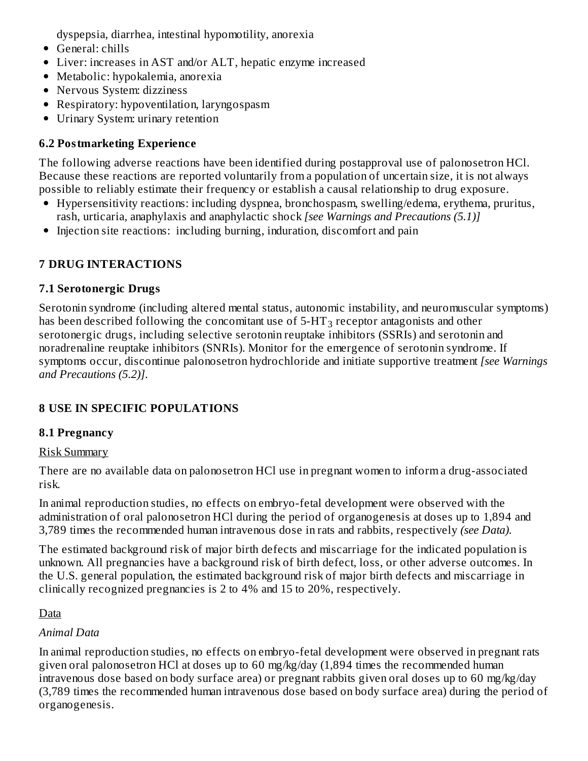dyspepsia, diarrhea, intestinal hypomotility, anorexia

- General: chills
- Liver: increases in AST and/or ALT, hepatic enzyme increased
- Metabolic: hypokalemia, anorexia
- Nervous System: dizziness
- Respiratory: hypoventilation, laryngospasm
- Urinary System: urinary retention

### 6.2 Postmarketing Experience

The following adverse reactions have been identified during postapproval use of palonosetron HCl. Because these reactions are reported voluntarily from a population of uncertain size, it is not always possible to reliably estimate their frequency or establish a causal relationship to drug exposure.

- Hypersensitivity reactions: including dyspnea, bronchospasm, swelling/edema, erythema, pruritus, rash, urticaria, anaphylaxis and anaphylactic shock *[see Warnings and Precautions (5.1)]*
- Injection site reactions: including burning, induration, discomfort and pain

## 7 DRUG INTERACTIONS

### 7.1 Serotonergic Drugs

Serotonin syndrome (including altered mental status, autonomic instability, and neuromuscular symptoms) has been described following the concomitant use of 5-$HT_3$ receptor antagonists and other serotonergic drugs, including selective serotonin reuptake inhibitors (SSRIs) and serotonin and noradrenaline reuptake inhibitors (SNRIs). Monitor for the emergence of serotonin syndrome. If symptoms occur, discontinue palonosetron hydrochloride and initiate supportive treatment *[see Warnings and Precautions (5.2)]*.

## 8 USE IN SPECIFIC POPULATIONS

### 8.1 Pregnancy

Risk Summary

There are no available data on palonosetron HCl use in pregnant women to inform a drug-associated risk.

In animal reproduction studies, no effects on embryo-fetal development were observed with the administration of oral palonosetron HCl during the period of organogenesis at doses up to 1,894 and 3,789 times the recommended human intravenous dose in rats and rabbits, respectively *(see Data)*.

The estimated background risk of major birth defects and miscarriage for the indicated population is unknown. All pregnancies have a background risk of birth defect, loss, or other adverse outcomes. In the U.S. general population, the estimated background risk of major birth defects and miscarriage in clinically recognized pregnancies is 2 to 4% and 15 to 20%, respectively.

Data

*Animal Data*

In animal reproduction studies, no effects on embryo-fetal development were observed in pregnant rats given oral palonosetron HCl at doses up to 60 mg/kg/day (1,894 times the recommended human intravenous dose based on body surface area) or pregnant rabbits given oral doses up to 60 mg/kg/day (3,789 times the recommended human intravenous dose based on body surface area) during the period of organogenesis.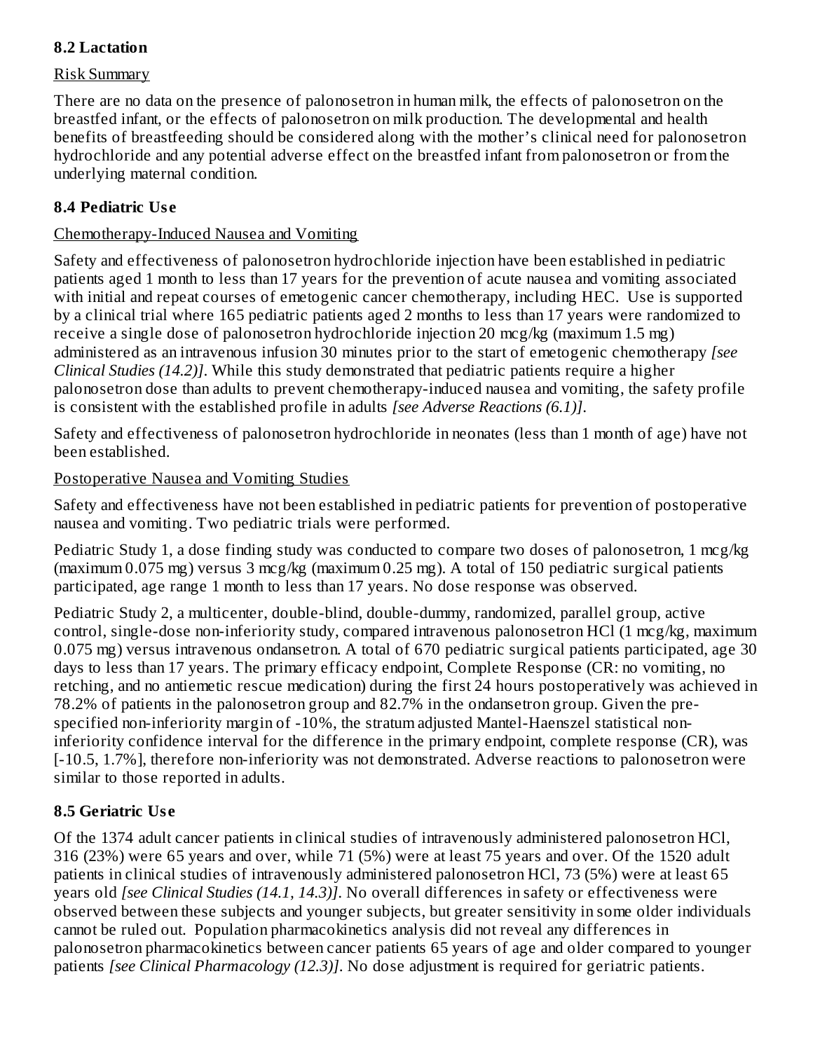### 8.2 Lactation

Risk Summary

There are no data on the presence of palonosetron in human milk, the effects of palonosetron on the breastfed infant, or the effects of palonosetron on milk production. The developmental and health benefits of breastfeeding should be considered along with the mother's clinical need for palonosetron hydrochloride and any potential adverse effect on the breastfed infant from palonosetron or from the underlying maternal condition.

### 8.4 Pediatric Use

Chemotherapy-Induced Nausea and Vomiting

Safety and effectiveness of palonosetron hydrochloride injection have been established in pediatric patients aged 1 month to less than 17 years for the prevention of acute nausea and vomiting associated with initial and repeat courses of emetogenic cancer chemotherapy, including HEC. Use is supported by a clinical trial where 165 pediatric patients aged 2 months to less than 17 years were randomized to receive a single dose of palonosetron hydrochloride injection 20 mcg/kg (maximum 1.5 mg) administered as an intravenous infusion 30 minutes prior to the start of emetogenic chemotherapy *[see Clinical Studies (14.2)]*. While this study demonstrated that pediatric patients require a higher palonosetron dose than adults to prevent chemotherapy-induced nausea and vomiting, the safety profile is consistent with the established profile in adults *[see Adverse Reactions (6.1)]*.

Safety and effectiveness of palonosetron hydrochloride in neonates (less than 1 month of age) have not been established.

Postoperative Nausea and Vomiting Studies

Safety and effectiveness have not been established in pediatric patients for prevention of postoperative nausea and vomiting. Two pediatric trials were performed.

Pediatric Study 1, a dose finding study was conducted to compare two doses of palonosetron, 1 mcg/kg (maximum 0.075 mg) versus 3 mcg/kg (maximum 0.25 mg). A total of 150 pediatric surgical patients participated, age range 1 month to less than 17 years. No dose response was observed.

Pediatric Study 2, a multicenter, double-blind, double-dummy, randomized, parallel group, active control, single-dose non-inferiority study, compared intravenous palonosetron HCl (1 mcg/kg, maximum 0.075 mg) versus intravenous ondansetron. A total of 670 pediatric surgical patients participated, age 30 days to less than 17 years. The primary efficacy endpoint, Complete Response (CR: no vomiting, no retching, and no antiemetic rescue medication) during the first 24 hours postoperatively was achieved in 78.2% of patients in the palonosetron group and 82.7% in the ondansetron group. Given the pre-specified non-inferiority margin of -10%, the stratum adjusted Mantel-Haenszel statistical non-inferiority confidence interval for the difference in the primary endpoint, complete response (CR), was [-10.5, 1.7%], therefore non-inferiority was not demonstrated. Adverse reactions to palonosetron were similar to those reported in adults.

### 8.5 Geriatric Use

Of the 1374 adult cancer patients in clinical studies of intravenously administered palonosetron HCl, 316 (23%) were 65 years and over, while 71 (5%) were at least 75 years and over. Of the 1520 adult patients in clinical studies of intravenously administered palonosetron HCl, 73 (5%) were at least 65 years old *[see Clinical Studies (14.1, 14.3)]*. No overall differences in safety or effectiveness were observed between these subjects and younger subjects, but greater sensitivity in some older individuals cannot be ruled out. Population pharmacokinetics analysis did not reveal any differences in palonosetron pharmacokinetics between cancer patients 65 years of age and older compared to younger patients *[see Clinical Pharmacology (12.3)]*. No dose adjustment is required for geriatric patients.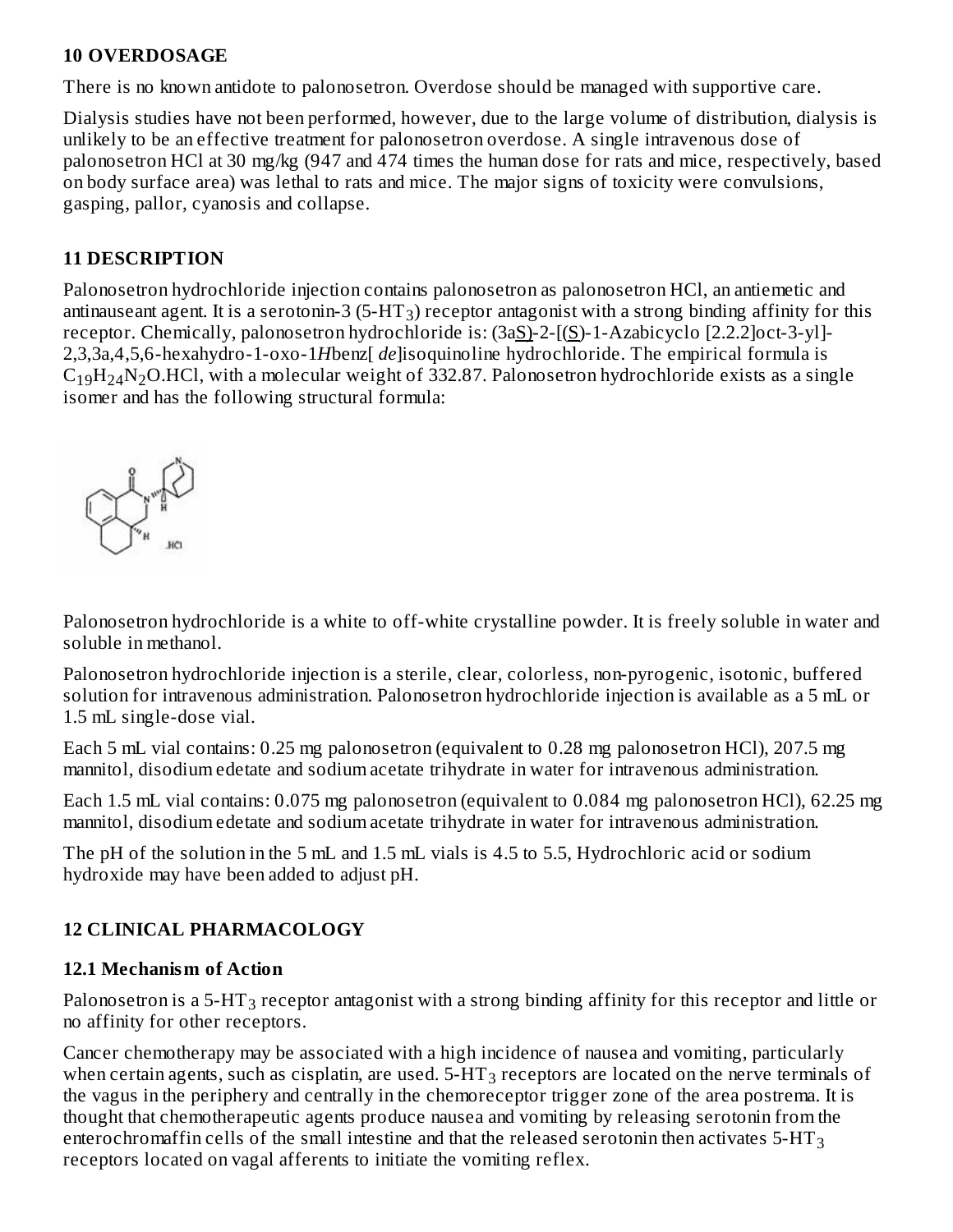## 10 OVERDOSAGE

There is no known antidote to palonosetron. Overdose should be managed with supportive care.

Dialysis studies have not been performed, however, due to the large volume of distribution, dialysis is unlikely to be an effective treatment for palonosetron overdose. A single intravenous dose of palonosetron HCl at 30 mg/kg (947 and 474 times the human dose for rats and mice, respectively, based on body surface area) was lethal to rats and mice. The major signs of toxicity were convulsions, gasping, pallor, cyanosis and collapse.

## 11 DESCRIPTION

Palonosetron hydrochloride injection contains palonosetron as palonosetron HCl, an antiemetic and antinauseant agent. It is a serotonin-3 (5-$HT_3$) receptor antagonist with a strong binding affinity for this receptor. Chemically, palonosetron hydrochloride is: (3aS)-2-[(S)-1-Azabicyclo [2.2.2]oct-3-yl]-2,3,3a,4,5,6-hexahydro-1-oxo-1*H*benz[ *de*]isoquinoline hydrochloride. The empirical formula is $C_{19}H_{24}N_2O.HCl$, with a molecular weight of 332.87. Palonosetron hydrochloride exists as a single isomer and has the following structural formula:

Palonosetron hydrochloride is a white to off-white crystalline powder. It is freely soluble in water and soluble in methanol.

Palonosetron hydrochloride injection is a sterile, clear, colorless, non-pyrogenic, isotonic, buffered solution for intravenous administration. Palonosetron hydrochloride injection is available as a 5 mL or 1.5 mL single-dose vial.

Each 5 mL vial contains: 0.25 mg palonosetron (equivalent to 0.28 mg palonosetron HCl), 207.5 mg mannitol, disodium edetate and sodium acetate trihydrate in water for intravenous administration.

Each 1.5 mL vial contains: 0.075 mg palonosetron (equivalent to 0.084 mg palonosetron HCl), 62.25 mg mannitol, disodium edetate and sodium acetate trihydrate in water for intravenous administration.

The pH of the solution in the 5 mL and 1.5 mL vials is 4.5 to 5.5, Hydrochloric acid or sodium hydroxide may have been added to adjust pH.

## 12 CLINICAL PHARMACOLOGY

### 12.1 Mechanism of Action

Palonosetron is a 5-$HT_3$ receptor antagonist with a strong binding affinity for this receptor and little or no affinity for other receptors.

Cancer chemotherapy may be associated with a high incidence of nausea and vomiting, particularly when certain agents, such as cisplatin, are used. 5-$HT_3$ receptors are located on the nerve terminals of the vagus in the periphery and centrally in the chemoreceptor trigger zone of the area postrema. It is thought that chemotherapeutic agents produce nausea and vomiting by releasing serotonin from the enterochromaffin cells of the small intestine and that the released serotonin then activates 5-$HT_3$ receptors located on vagal afferents to initiate the vomiting reflex.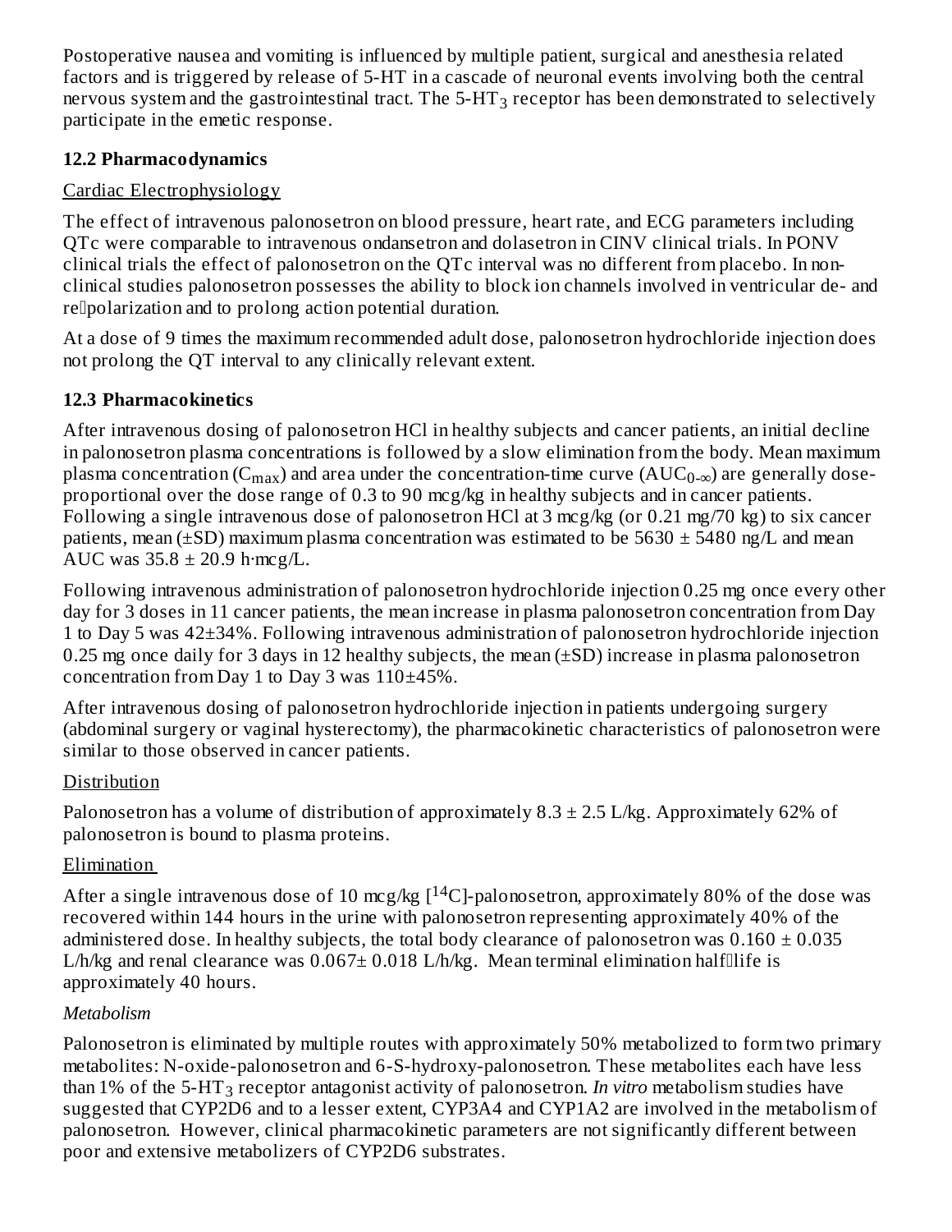Postoperative nausea and vomiting is influenced by multiple patient, surgical and anesthesia related factors and is triggered by release of 5-HT in a cascade of neuronal events involving both the central nervous system and the gastrointestinal tract. The 5-$HT_3$ receptor has been demonstrated to selectively participate in the emetic response.

### 12.2 Pharmacodynamics

Cardiac Electrophysiology

The effect of intravenous palonosetron on blood pressure, heart rate, and ECG parameters including QTc were comparable to intravenous ondansetron and dolasetron in CINV clinical trials. In PONV clinical trials the effect of palonosetron on the QTc interval was no different from placebo. In non-clinical studies palonosetron possesses the ability to block ion channels involved in ventricular de- and re‑polarization and to prolong action potential duration.

At a dose of 9 times the maximum recommended adult dose, palonosetron hydrochloride injection does not prolong the QT interval to any clinically relevant extent.

### 12.3 Pharmacokinetics

After intravenous dosing of palonosetron HCl in healthy subjects and cancer patients, an initial decline in palonosetron plasma concentrations is followed by a slow elimination from the body. Mean maximum plasma concentration ($C_{max}$) and area under the concentration-time curve ($AUC_{0-\infty}$) are generally dose-proportional over the dose range of 0.3 to 90 mcg/kg in healthy subjects and in cancer patients. Following a single intravenous dose of palonosetron HCl at 3 mcg/kg (or 0.21 mg/70 kg) to six cancer patients, mean (±SD) maximum plasma concentration was estimated to be 5630 ± 5480 ng/L and mean AUC was 35.8 ± 20.9 h·mcg/L.

Following intravenous administration of palonosetron hydrochloride injection 0.25 mg once every other day for 3 doses in 11 cancer patients, the mean increase in plasma palonosetron concentration from Day 1 to Day 5 was 42±34%. Following intravenous administration of palonosetron hydrochloride injection 0.25 mg once daily for 3 days in 12 healthy subjects, the mean (±SD) increase in plasma palonosetron concentration from Day 1 to Day 3 was 110±45%.

After intravenous dosing of palonosetron hydrochloride injection in patients undergoing surgery (abdominal surgery or vaginal hysterectomy), the pharmacokinetic characteristics of palonosetron were similar to those observed in cancer patients.

Distribution

Palonosetron has a volume of distribution of approximately 8.3 ± 2.5 L/kg. Approximately 62% of palonosetron is bound to plasma proteins.

Elimination

After a single intravenous dose of 10 mcg/kg [$^{14}C$]-palonosetron, approximately 80% of the dose was recovered within 144 hours in the urine with palonosetron representing approximately 40% of the administered dose. In healthy subjects, the total body clearance of palonosetron was 0.160 ± 0.035 L/h/kg and renal clearance was 0.067± 0.018 L/h/kg. Mean terminal elimination half‑life is approximately 40 hours.

*Metabolism*

Palonosetron is eliminated by multiple routes with approximately 50% metabolized to form two primary metabolites: N-oxide-palonosetron and 6-S-hydroxy-palonosetron. These metabolites each have less than 1% of the 5-$HT_3$ receptor antagonist activity of palonosetron. *In vitro* metabolism studies have suggested that CYP2D6 and to a lesser extent, CYP3A4 and CYP1A2 are involved in the metabolism of palonosetron. However, clinical pharmacokinetic parameters are not significantly different between poor and extensive metabolizers of CYP2D6 substrates.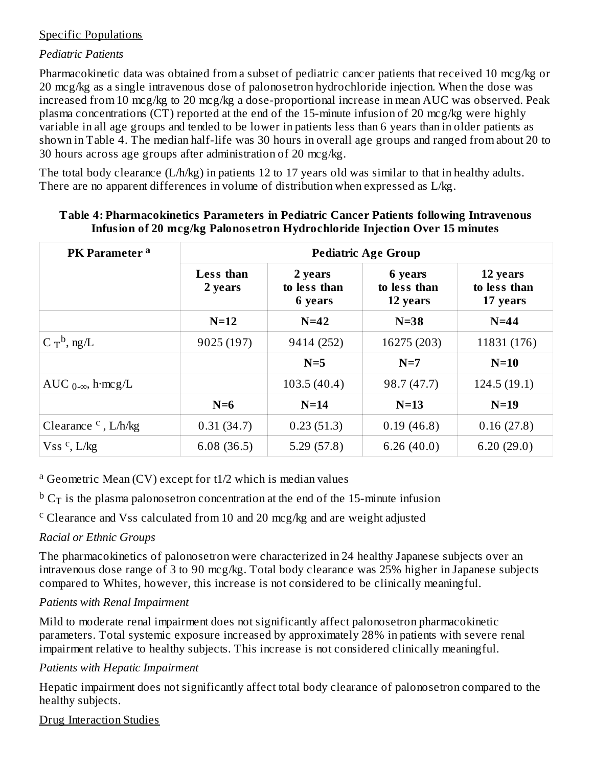Specific Populations

*Pediatric Patients*

Pharmacokinetic data was obtained from a subset of pediatric cancer patients that received 10 mcg/kg or 20 mcg/kg as a single intravenous dose of palonosetron hydrochloride injection. When the dose was increased from 10 mcg/kg to 20 mcg/kg a dose-proportional increase in mean AUC was observed. Peak plasma concentrations (CT) reported at the end of the 15-minute infusion of 20 mcg/kg were highly variable in all age groups and tended to be lower in patients less than 6 years than in older patients as shown in Table 4. The median half-life was 30 hours in overall age groups and ranged from about 20 to 30 hours across age groups after administration of 20 mcg/kg.

The total body clearance (L/h/kg) in patients 12 to 17 years old was similar to that in healthy adults. There are no apparent differences in volume of distribution when expressed as L/kg.

**Table 4: Pharmacokinetics Parameters in Pediatric Cancer Patients following Intravenous Infusion of 20 mcg/kg Palonosetron Hydrochloride Injection Over 15 minutes**

| PK Parameter [a] | Pediatric Age Group | | | |
|---|---|---|---|---|
| | Less than 2 years | 2 years to less than 6 years | 6 years to less than 12 years | 12 years to less than 17 years |
| | N=12 | N=42 | N=38 | N=44 |
| $C_T$ [b], ng/L | 9025 (197) | 9414 (252) | 16275 (203) | 11831 (176) |
| | | N=5 | N=7 | N=10 |
| $AUC_{0-\infty}$, h·mcg/L | | 103.5 (40.4) | 98.7 (47.7) | 124.5 (19.1) |
| | N=6 | N=14 | N=13 | N=19 |
| Clearance [c], L/h/kg | 0.31 (34.7) | 0.23 (51.3) | 0.19 (46.8) | 0.16 (27.8) |
| Vss [c], L/kg | 6.08 (36.5) | 5.29 (57.8) | 6.26 (40.0) | 6.20 (29.0) |

[a] Geometric Mean (CV) except for t1/2 which is median values

[b] $C_T$ is the plasma palonosetron concentration at the end of the 15-minute infusion

[c] Clearance and Vss calculated from 10 and 20 mcg/kg and are weight adjusted

*Racial or Ethnic Groups*

The pharmacokinetics of palonosetron were characterized in 24 healthy Japanese subjects over an intravenous dose range of 3 to 90 mcg/kg. Total body clearance was 25% higher in Japanese subjects compared to Whites, however, this increase is not considered to be clinically meaningful.

*Patients with Renal Impairment*

Mild to moderate renal impairment does not significantly affect palonosetron pharmacokinetic parameters. Total systemic exposure increased by approximately 28% in patients with severe renal impairment relative to healthy subjects. This increase is not considered clinically meaningful.

*Patients with Hepatic Impairment*

Hepatic impairment does not significantly affect total body clearance of palonosetron compared to the healthy subjects.

Drug Interaction Studies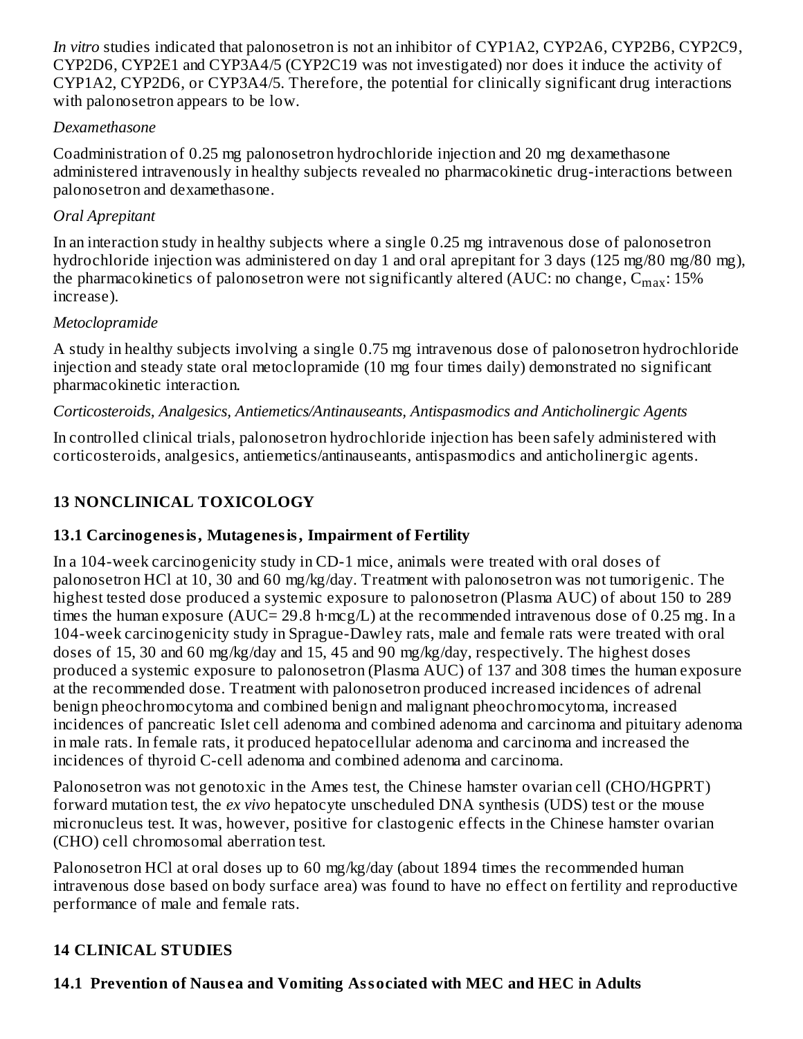*In vitro* studies indicated that palonosetron is not an inhibitor of CYP1A2, CYP2A6, CYP2B6, CYP2C9, CYP2D6, CYP2E1 and CYP3A4/5 (CYP2C19 was not investigated) nor does it induce the activity of CYP1A2, CYP2D6, or CYP3A4/5. Therefore, the potential for clinically significant drug interactions with palonosetron appears to be low.

*Dexamethasone*

Coadministration of 0.25 mg palonosetron hydrochloride injection and 20 mg dexamethasone administered intravenously in healthy subjects revealed no pharmacokinetic drug-interactions between palonosetron and dexamethasone.

*Oral Aprepitant*

In an interaction study in healthy subjects where a single 0.25 mg intravenous dose of palonosetron hydrochloride injection was administered on day 1 and oral aprepitant for 3 days (125 mg/80 mg/80 mg), the pharmacokinetics of palonosetron were not significantly altered (AUC: no change, $C_{max}$: 15% increase).

*Metoclopramide*

A study in healthy subjects involving a single 0.75 mg intravenous dose of palonosetron hydrochloride injection and steady state oral metoclopramide (10 mg four times daily) demonstrated no significant pharmacokinetic interaction.

*Corticosteroids, Analgesics, Antiemetics/Antinauseants, Antispasmodics and Anticholinergic Agents*

In controlled clinical trials, palonosetron hydrochloride injection has been safely administered with corticosteroids, analgesics, antiemetics/antinauseants, antispasmodics and anticholinergic agents.

## 13 NONCLINICAL TOXICOLOGY

### 13.1 Carcinogenesis, Mutagenesis, Impairment of Fertility

In a 104-week carcinogenicity study in CD-1 mice, animals were treated with oral doses of palonosetron HCl at 10, 30 and 60 mg/kg/day. Treatment with palonosetron was not tumorigenic. The highest tested dose produced a systemic exposure to palonosetron (Plasma AUC) of about 150 to 289 times the human exposure (AUC= 29.8 h·mcg/L) at the recommended intravenous dose of 0.25 mg. In a 104-week carcinogenicity study in Sprague-Dawley rats, male and female rats were treated with oral doses of 15, 30 and 60 mg/kg/day and 15, 45 and 90 mg/kg/day, respectively. The highest doses produced a systemic exposure to palonosetron (Plasma AUC) of 137 and 308 times the human exposure at the recommended dose. Treatment with palonosetron produced increased incidences of adrenal benign pheochromocytoma and combined benign and malignant pheochromocytoma, increased incidences of pancreatic Islet cell adenoma and combined adenoma and carcinoma and pituitary adenoma in male rats. In female rats, it produced hepatocellular adenoma and carcinoma and increased the incidences of thyroid C-cell adenoma and combined adenoma and carcinoma.

Palonosetron was not genotoxic in the Ames test, the Chinese hamster ovarian cell (CHO/HGPRT) forward mutation test, the *ex vivo* hepatocyte unscheduled DNA synthesis (UDS) test or the mouse micronucleus test. It was, however, positive for clastogenic effects in the Chinese hamster ovarian (CHO) cell chromosomal aberration test.

Palonosetron HCl at oral doses up to 60 mg/kg/day (about 1894 times the recommended human intravenous dose based on body surface area) was found to have no effect on fertility and reproductive performance of male and female rats.

## 14 CLINICAL STUDIES

### 14.1 Prevention of Nausea and Vomiting Associated with MEC and HEC in Adults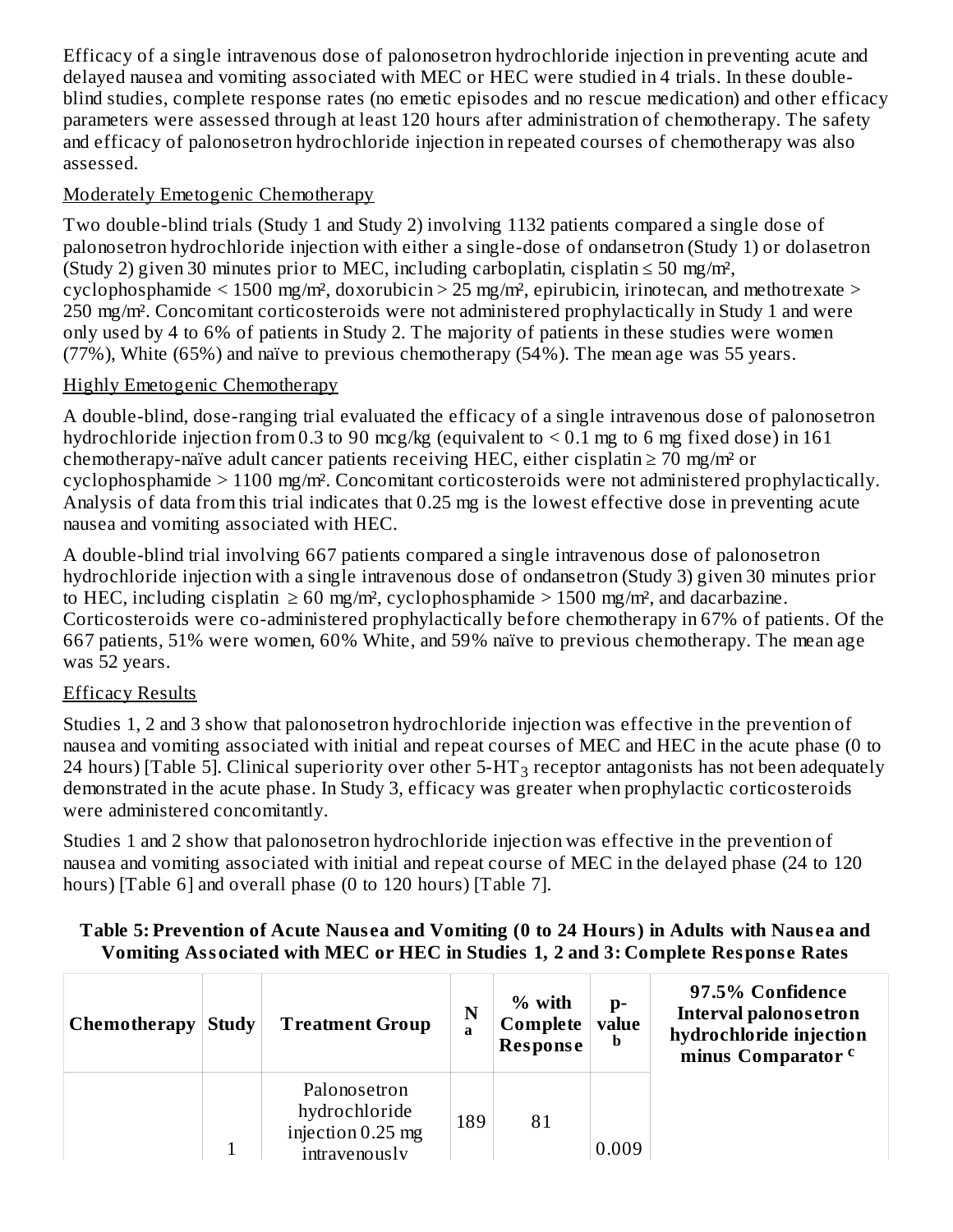Efficacy of a single intravenous dose of palonosetron hydrochloride injection in preventing acute and delayed nausea and vomiting associated with MEC or HEC were studied in 4 trials. In these double-blind studies, complete response rates (no emetic episodes and no rescue medication) and other efficacy parameters were assessed through at least 120 hours after administration of chemotherapy. The safety and efficacy of palonosetron hydrochloride injection in repeated courses of chemotherapy was also assessed.

Moderately Emetogenic Chemotherapy

Two double-blind trials (Study 1 and Study 2) involving 1132 patients compared a single dose of palonosetron hydrochloride injection with either a single-dose of ondansetron (Study 1) or dolasetron (Study 2) given 30 minutes prior to MEC, including carboplatin, cisplatin ≤ 50 mg/m², cyclophosphamide < 1500 mg/m², doxorubicin > 25 mg/m², epirubicin, irinotecan, and methotrexate > 250 mg/m². Concomitant corticosteroids were not administered prophylactically in Study 1 and were only used by 4 to 6% of patients in Study 2. The majority of patients in these studies were women (77%), White (65%) and naïve to previous chemotherapy (54%). The mean age was 55 years.

Highly Emetogenic Chemotherapy

A double-blind, dose-ranging trial evaluated the efficacy of a single intravenous dose of palonosetron hydrochloride injection from 0.3 to 90 mcg/kg (equivalent to < 0.1 mg to 6 mg fixed dose) in 161 chemotherapy-naïve adult cancer patients receiving HEC, either cisplatin ≥ 70 mg/m² or cyclophosphamide > 1100 mg/m². Concomitant corticosteroids were not administered prophylactically. Analysis of data from this trial indicates that 0.25 mg is the lowest effective dose in preventing acute nausea and vomiting associated with HEC.

A double-blind trial involving 667 patients compared a single intravenous dose of palonosetron hydrochloride injection with a single intravenous dose of ondansetron (Study 3) given 30 minutes prior to HEC, including cisplatin ≥ 60 mg/m², cyclophosphamide > 1500 mg/m², and dacarbazine. Corticosteroids were co-administered prophylactically before chemotherapy in 67% of patients. Of the 667 patients, 51% were women, 60% White, and 59% naïve to previous chemotherapy. The mean age was 52 years.

Efficacy Results

Studies 1, 2 and 3 show that palonosetron hydrochloride injection was effective in the prevention of nausea and vomiting associated with initial and repeat courses of MEC and HEC in the acute phase (0 to 24 hours) [Table 5]. Clinical superiority over other 5-$HT_3$ receptor antagonists has not been adequately demonstrated in the acute phase. In Study 3, efficacy was greater when prophylactic corticosteroids were administered concomitantly.

Studies 1 and 2 show that palonosetron hydrochloride injection was effective in the prevention of nausea and vomiting associated with initial and repeat course of MEC in the delayed phase (24 to 120 hours) [Table 6] and overall phase (0 to 120 hours) [Table 7].

**Table 5: Prevention of Acute Nausea and Vomiting (0 to 24 Hours) in Adults with Nausea and Vomiting Associated with MEC or HEC in Studies 1, 2 and 3: Complete Response Rates**

| Chemotherapy | Study | Treatment Group | N [a] | % with Complete Response | p-value [b] | 97.5% Confidence Interval palonosetron hydrochloride injection minus Comparator [c] |
|---|---|---|---|---|---|---|
| | 1 | Palonosetron hydrochloride injection 0.25 mg intravenously | 189 | 81 | 0.009 | |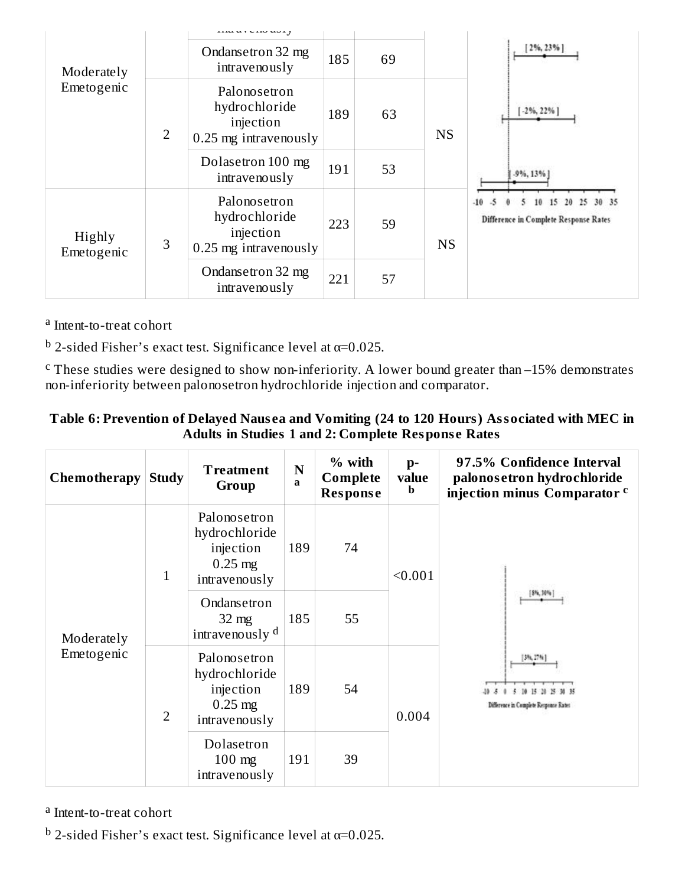| Chemotherapy | Study | Treatment Group | N[a] | % with Complete Response | p-value[b] | 97.5% Confidence Interval palonosetron hydrochloride injection minus Comparator[c] |
|---|---|---|---|---|---|---|
| Moderately Emetogenic | | intravenously | | | | |
| | | Ondansetron 32 mg intravenously | 185 | 69 | | [2%, 23%] |
| | 2 | Palonosetron hydrochloride injection 0.25 mg intravenously | 189 | 63 | NS | [-2%, 22%] |
| | | Dolasetron 100 mg intravenously | 191 | 53 | | |
| Highly Emetogenic | 3 | Palonosetron hydrochloride injection 0.25 mg intravenously | 223 | 59 | NS | [-9%, 13%] |
| | | Ondansetron 32 mg intravenously | 221 | 57 | | |

[a] Intent-to-treat cohort

[b] 2-sided Fisher's exact test. Significance level at α=0.025.

[c] These studies were designed to show non-inferiority. A lower bound greater than –15% demonstrates non-inferiority between palonosetron hydrochloride injection and comparator.

**Table 6: Prevention of Delayed Nausea and Vomiting (24 to 120 Hours) Associated with MEC in Adults in Studies 1 and 2: Complete Response Rates**

| Chemotherapy | Study | Treatment Group | N[a] | % with Complete Response | p-value[b] | 97.5% Confidence Interval palonosetron hydrochloride injection minus Comparator[c] |
|---|---|---|---|---|---|---|
| Moderately Emetogenic | 1 | Palonosetron hydrochloride injection 0.25 mg intravenously | 189 | 74 | <0.001 | [8%, 30%] |
| | | Ondansetron 32 mg intravenously[d] | 185 | 55 | | |
| | 2 | Palonosetron hydrochloride injection 0.25 mg intravenously | 189 | 54 | 0.004 | [3%, 27%] |
| | | Dolasetron 100 mg intravenously | 191 | 39 | | |

[a] Intent-to-treat cohort

[b] 2-sided Fisher's exact test. Significance level at α=0.025.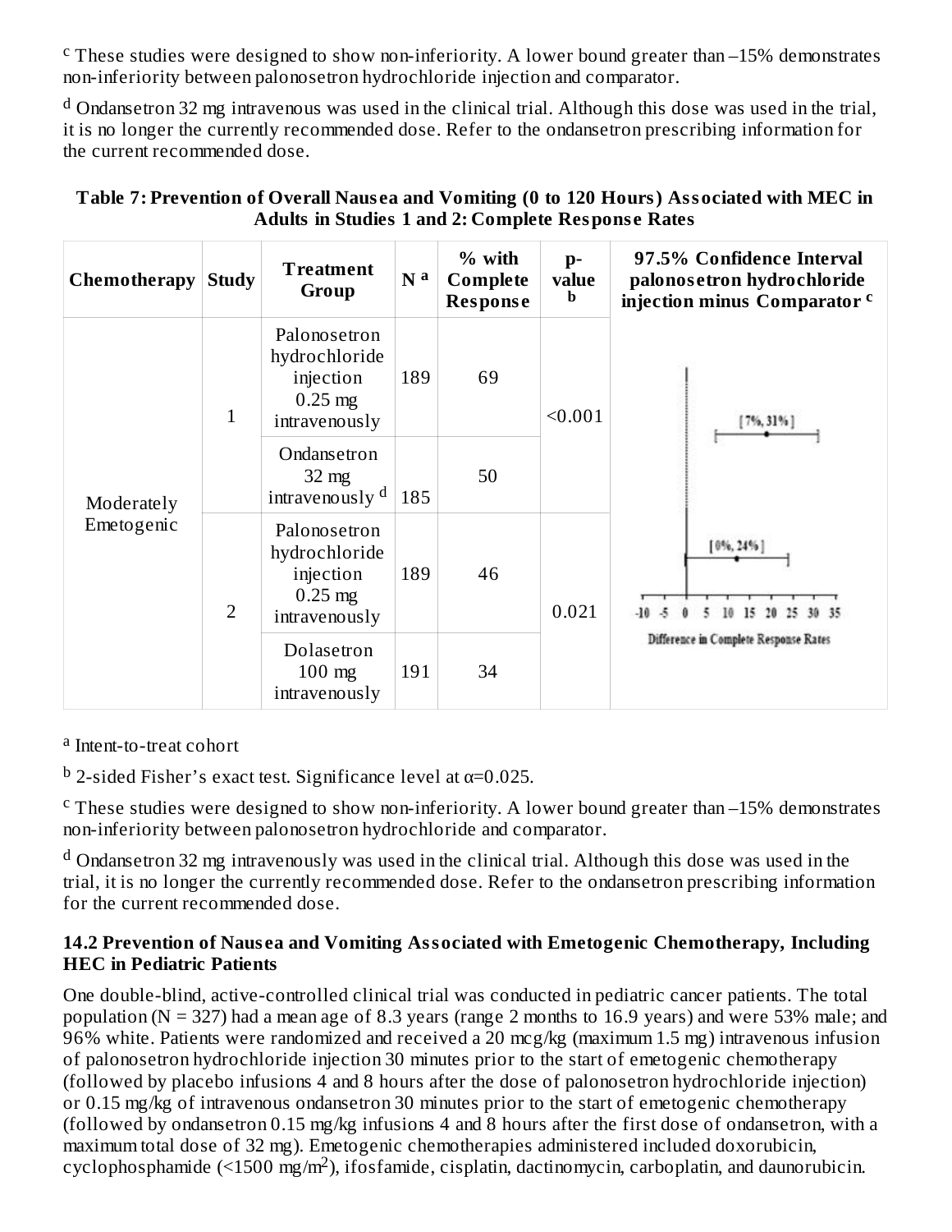[c] These studies were designed to show non-inferiority. A lower bound greater than –15% demonstrates non-inferiority between palonosetron hydrochloride injection and comparator.

[d] Ondansetron 32 mg intravenous was used in the clinical trial. Although this dose was used in the trial, it is no longer the currently recommended dose. Refer to the ondansetron prescribing information for the current recommended dose.

**Table 7: Prevention of Overall Nausea and Vomiting (0 to 120 Hours) Associated with MEC in Adults in Studies 1 and 2: Complete Response Rates**

| Chemotherapy | Study | Treatment Group | N [a] | % with Complete Response | p-value [b] | 97.5% Confidence Interval palonosetron hydrochloride injection minus Comparator [c] |
|---|---|---|---|---|---|---|
| Moderately Emetogenic | 1 | Palonosetron hydrochloride injection 0.25 mg intravenously | 189 | 69 | <0.001 | [7%, 31%] |
| | | Ondansetron 32 mg intravenously [d] | 185 | 50 | | |
| | 2 | Palonosetron hydrochloride injection 0.25 mg intravenously | 189 | 46 | 0.021 | [0%, 24%] |
| | | Dolasetron 100 mg intravenously | 191 | 34 | | |

[a] Intent-to-treat cohort

[b] 2-sided Fisher's exact test. Significance level at α=0.025.

[c] These studies were designed to show non-inferiority. A lower bound greater than –15% demonstrates non-inferiority between palonosetron hydrochloride and comparator.

[d] Ondansetron 32 mg intravenously was used in the clinical trial. Although this dose was used in the trial, it is no longer the currently recommended dose. Refer to the ondansetron prescribing information for the current recommended dose.

### 14.2 Prevention of Nausea and Vomiting Associated with Emetogenic Chemotherapy, Including HEC in Pediatric Patients

One double-blind, active-controlled clinical trial was conducted in pediatric cancer patients. The total population (N = 327) had a mean age of 8.3 years (range 2 months to 16.9 years) and were 53% male; and 96% white. Patients were randomized and received a 20 mcg/kg (maximum 1.5 mg) intravenous infusion of palonosetron hydrochloride injection 30 minutes prior to the start of emetogenic chemotherapy (followed by placebo infusions 4 and 8 hours after the dose of palonosetron hydrochloride injection) or 0.15 mg/kg of intravenous ondansetron 30 minutes prior to the start of emetogenic chemotherapy (followed by ondansetron 0.15 mg/kg infusions 4 and 8 hours after the first dose of ondansetron, with a maximum total dose of 32 mg). Emetogenic chemotherapies administered included doxorubicin, cyclophosphamide (<1500 mg/m$^2$), ifosfamide, cisplatin, dactinomycin, carboplatin, and daunorubicin.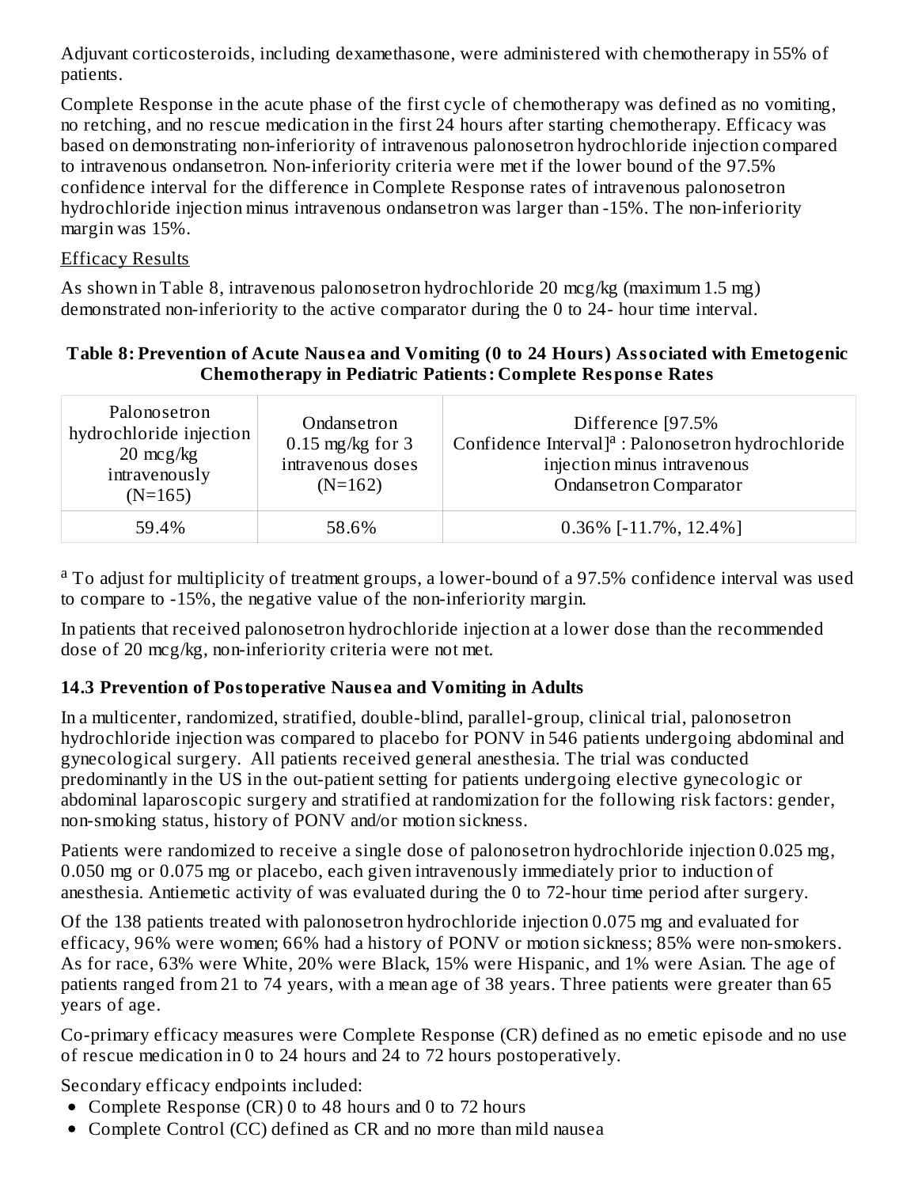Adjuvant corticosteroids, including dexamethasone, were administered with chemotherapy in 55% of patients.

Complete Response in the acute phase of the first cycle of chemotherapy was defined as no vomiting, no retching, and no rescue medication in the first 24 hours after starting chemotherapy. Efficacy was based on demonstrating non-inferiority of intravenous palonosetron hydrochloride injection compared to intravenous ondansetron. Non-inferiority criteria were met if the lower bound of the 97.5% confidence interval for the difference in Complete Response rates of intravenous palonosetron hydrochloride injection minus intravenous ondansetron was larger than -15%. The non-inferiority margin was 15%.

Efficacy Results

As shown in Table 8, intravenous palonosetron hydrochloride 20 mcg/kg (maximum 1.5 mg) demonstrated non-inferiority to the active comparator during the 0 to 24- hour time interval.

**Table 8: Prevention of Acute Nausea and Vomiting (0 to 24 Hours) Associated with Emetogenic Chemotherapy in Pediatric Patients: Complete Response Rates**

| Palonosetron hydrochloride injection 20 mcg/kg intravenously (N=165) | Ondansetron 0.15 mg/kg for 3 intravenous doses (N=162) | Difference [97.5% Confidence Interval][a] : Palonosetron hydrochloride injection minus intravenous Ondansetron Comparator |
|---|---|---|
| 59.4% | 58.6% | 0.36% [-11.7%, 12.4%] |

[a] To adjust for multiplicity of treatment groups, a lower-bound of a 97.5% confidence interval was used to compare to -15%, the negative value of the non-inferiority margin.

In patients that received palonosetron hydrochloride injection at a lower dose than the recommended dose of 20 mcg/kg, non-inferiority criteria were not met.

### 14.3 Prevention of Postoperative Nausea and Vomiting in Adults

In a multicenter, randomized, stratified, double-blind, parallel-group, clinical trial, palonosetron hydrochloride injection was compared to placebo for PONV in 546 patients undergoing abdominal and gynecological surgery. All patients received general anesthesia. The trial was conducted predominantly in the US in the out-patient setting for patients undergoing elective gynecologic or abdominal laparoscopic surgery and stratified at randomization for the following risk factors: gender, non-smoking status, history of PONV and/or motion sickness.

Patients were randomized to receive a single dose of palonosetron hydrochloride injection 0.025 mg, 0.050 mg or 0.075 mg or placebo, each given intravenously immediately prior to induction of anesthesia. Antiemetic activity of was evaluated during the 0 to 72-hour time period after surgery.

Of the 138 patients treated with palonosetron hydrochloride injection 0.075 mg and evaluated for efficacy, 96% were women; 66% had a history of PONV or motion sickness; 85% were non-smokers. As for race, 63% were White, 20% were Black, 15% were Hispanic, and 1% were Asian. The age of patients ranged from 21 to 74 years, with a mean age of 38 years. Three patients were greater than 65 years of age.

Co-primary efficacy measures were Complete Response (CR) defined as no emetic episode and no use of rescue medication in 0 to 24 hours and 24 to 72 hours postoperatively.

Secondary efficacy endpoints included:

- Complete Response (CR) 0 to 48 hours and 0 to 72 hours
- Complete Control (CC) defined as CR and no more than mild nausea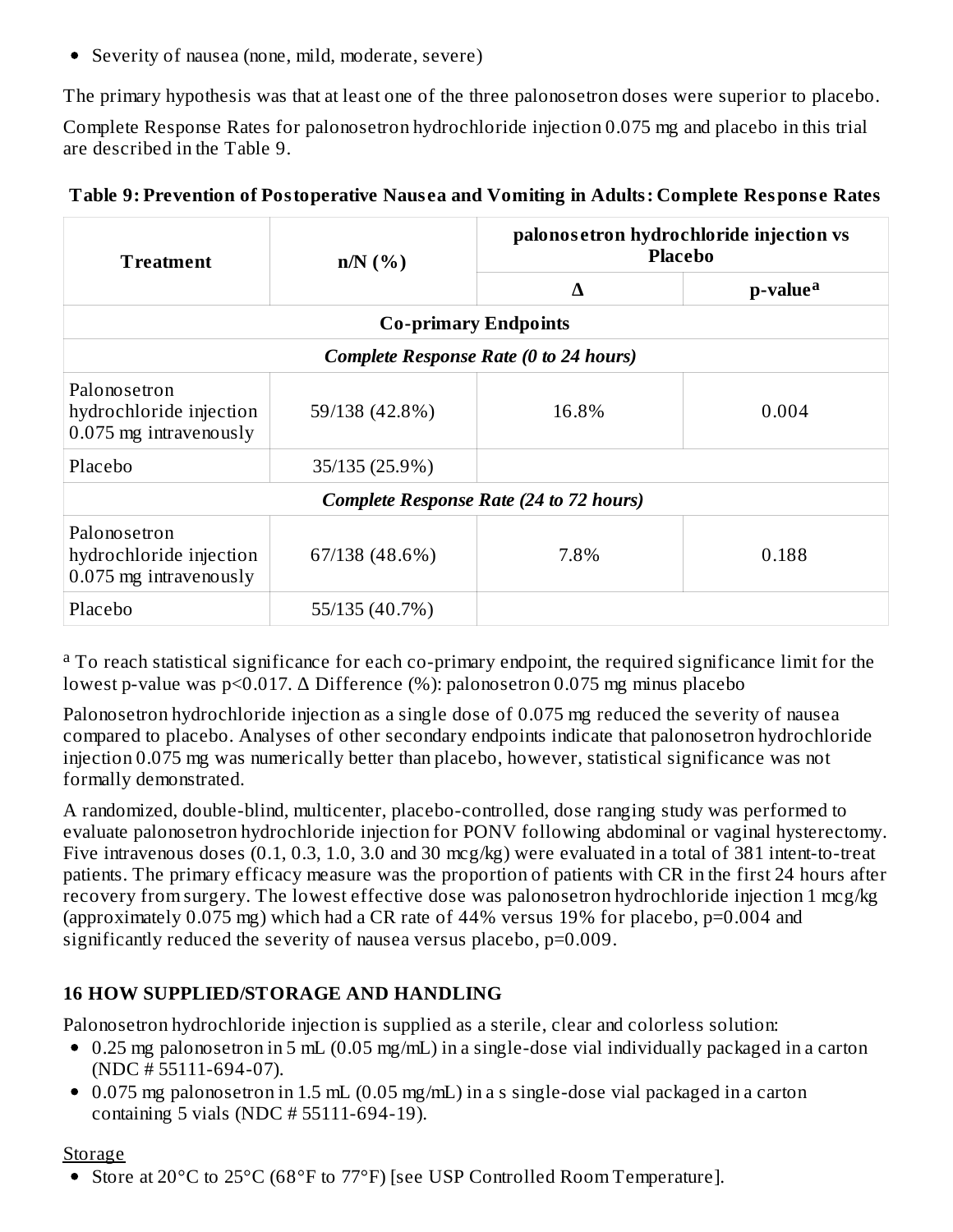- Severity of nausea (none, mild, moderate, severe)

The primary hypothesis was that at least one of the three palonosetron doses were superior to placebo.

Complete Response Rates for palonosetron hydrochloride injection 0.075 mg and placebo in this trial are described in the Table 9.

**Table 9: Prevention of Postoperative Nausea and Vomiting in Adults: Complete Response Rates**

| Treatment | n/N (%) | palonosetron hydrochloride injection vs Placebo | |
|---|---|---|---|
| | | Δ | p-value[a] |
| **Co-primary Endpoints** | | | |
| ***Complete Response Rate (0 to 24 hours)*** | | | |
| Palonosetron hydrochloride injection 0.075 mg intravenously | 59/138 (42.8%) | 16.8% | 0.004 |
| Placebo | 35/135 (25.9%) | | |
| ***Complete Response Rate (24 to 72 hours)*** | | | |
| Palonosetron hydrochloride injection 0.075 mg intravenously | 67/138 (48.6%) | 7.8% | 0.188 |
| Placebo | 55/135 (40.7%) | | |

[a] To reach statistical significance for each co-primary endpoint, the required significance limit for the lowest p-value was $p<0.017$. Δ Difference (%): palonosetron 0.075 mg minus placebo

Palonosetron hydrochloride injection as a single dose of 0.075 mg reduced the severity of nausea compared to placebo. Analyses of other secondary endpoints indicate that palonosetron hydrochloride injection 0.075 mg was numerically better than placebo, however, statistical significance was not formally demonstrated.

A randomized, double-blind, multicenter, placebo-controlled, dose ranging study was performed to evaluate palonosetron hydrochloride injection for PONV following abdominal or vaginal hysterectomy. Five intravenous doses (0.1, 0.3, 1.0, 3.0 and 30 mcg/kg) were evaluated in a total of 381 intent-to-treat patients. The primary efficacy measure was the proportion of patients with CR in the first 24 hours after recovery from surgery. The lowest effective dose was palonosetron hydrochloride injection 1 mcg/kg (approximately 0.075 mg) which had a CR rate of 44% versus 19% for placebo, $p=0.004$ and significantly reduced the severity of nausea versus placebo, $p=0.009$.

## 16 HOW SUPPLIED/STORAGE AND HANDLING

Palonosetron hydrochloride injection is supplied as a sterile, clear and colorless solution:

- 0.25 mg palonosetron in 5 mL (0.05 mg/mL) in a single-dose vial individually packaged in a carton (NDC # 55111-694-07).
- 0.075 mg palonosetron in 1.5 mL (0.05 mg/mL) in a s single-dose vial packaged in a carton containing 5 vials (NDC # 55111-694-19).

Storage

- Store at 20°C to 25°C (68°F to 77°F) [see USP Controlled Room Temperature].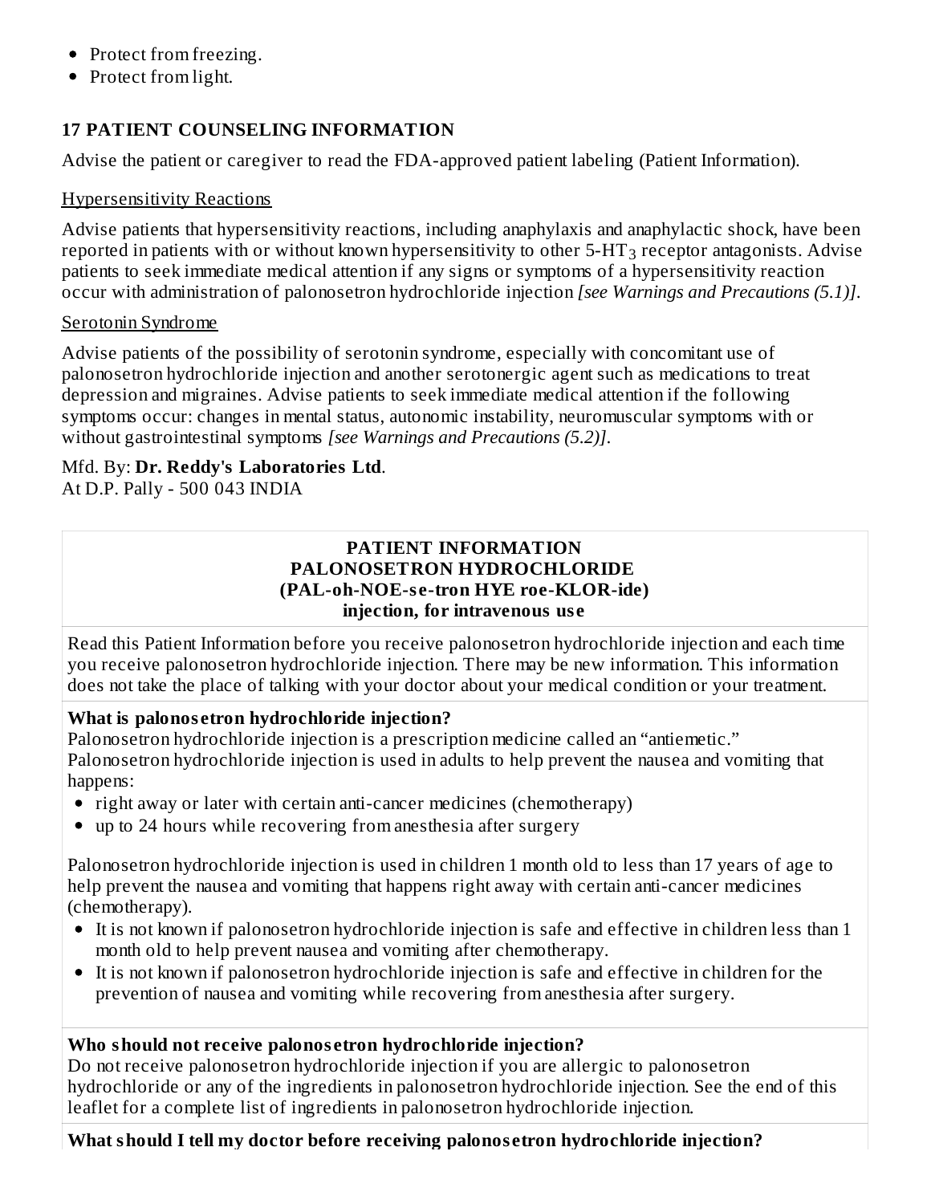- Protect from freezing.
- Protect from light.

## 17 PATIENT COUNSELING INFORMATION

Advise the patient or caregiver to read the FDA-approved patient labeling (Patient Information).

Hypersensitivity Reactions

Advise patients that hypersensitivity reactions, including anaphylaxis and anaphylactic shock, have been reported in patients with or without known hypersensitivity to other 5-$HT_3$ receptor antagonists. Advise patients to seek immediate medical attention if any signs or symptoms of a hypersensitivity reaction occur with administration of palonosetron hydrochloride injection *[see Warnings and Precautions (5.1)]*.

Serotonin Syndrome

Advise patients of the possibility of serotonin syndrome, especially with concomitant use of palonosetron hydrochloride injection and another serotonergic agent such as medications to treat depression and migraines. Advise patients to seek immediate medical attention if the following symptoms occur: changes in mental status, autonomic instability, neuromuscular symptoms with or without gastrointestinal symptoms *[see Warnings and Precautions (5.2)]*.

Mfd. By: **Dr. Reddy's Laboratories Ltd**.
At D.P. Pally - 500 043 INDIA

**PATIENT INFORMATION**
**PALONOSETRON HYDROCHLORIDE**
**(PAL-oh-NOE-se-tron HYE roe-KLOR-ide)**
**injection, for intravenous use**

Read this Patient Information before you receive palonosetron hydrochloride injection and each time you receive palonosetron hydrochloride injection. There may be new information. This information does not take the place of talking with your doctor about your medical condition or your treatment.

**What is palonosetron hydrochloride injection?**
Palonosetron hydrochloride injection is a prescription medicine called an "antiemetic."
Palonosetron hydrochloride injection is used in adults to help prevent the nausea and vomiting that happens:

- right away or later with certain anti-cancer medicines (chemotherapy)
- up to 24 hours while recovering from anesthesia after surgery

Palonosetron hydrochloride injection is used in children 1 month old to less than 17 years of age to help prevent the nausea and vomiting that happens right away with certain anti-cancer medicines (chemotherapy).

- It is not known if palonosetron hydrochloride injection is safe and effective in children less than 1 month old to help prevent nausea and vomiting after chemotherapy.
- It is not known if palonosetron hydrochloride injection is safe and effective in children for the prevention of nausea and vomiting while recovering from anesthesia after surgery.

**Who should not receive palonosetron hydrochloride injection?**
Do not receive palonosetron hydrochloride injection if you are allergic to palonosetron hydrochloride or any of the ingredients in palonosetron hydrochloride injection. See the end of this leaflet for a complete list of ingredients in palonosetron hydrochloride injection.

**What should I tell my doctor before receiving palonosetron hydrochloride injection?**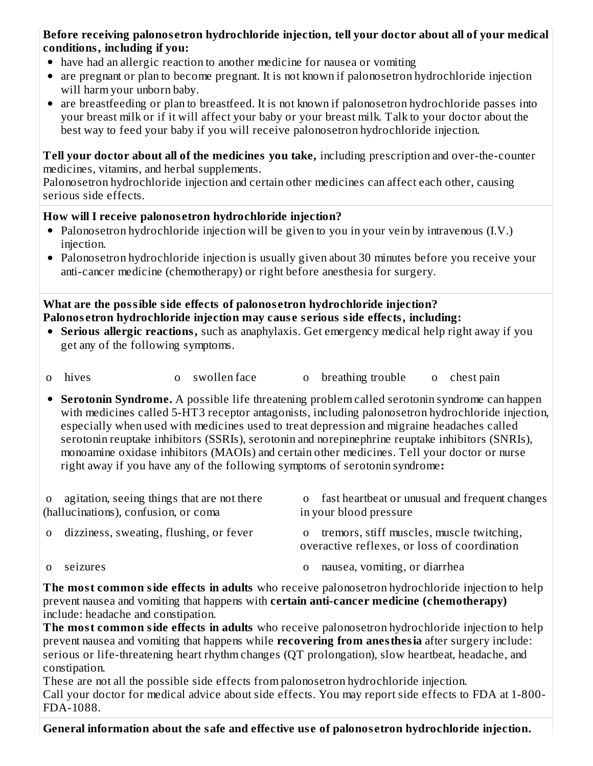**Before receiving palonosetron hydrochloride injection, tell your doctor about all of your medical conditions, including if you:**

- have had an allergic reaction to another medicine for nausea or vomiting
- are pregnant or plan to become pregnant. It is not known if palonosetron hydrochloride injection will harm your unborn baby.
- are breastfeeding or plan to breastfeed. It is not known if palonosetron hydrochloride passes into your breast milk or if it will affect your baby or your breast milk. Talk to your doctor about the best way to feed your baby if you will receive palonosetron hydrochloride injection.

**Tell your doctor about all of the medicines you take,** including prescription and over-the-counter medicines, vitamins, and herbal supplements.

Palonosetron hydrochloride injection and certain other medicines can affect each other, causing serious side effects.

**How will I receive palonosetron hydrochloride injection?**

- Palonosetron hydrochloride injection will be given to you in your vein by intravenous (I.V.) injection.
- Palonosetron hydrochloride injection is usually given about 30 minutes before you receive your anti-cancer medicine (chemotherapy) or right before anesthesia for surgery.

**What are the possible side effects of palonosetron hydrochloride injection?**

**Palonosetron hydrochloride injection may cause serious side effects, including:**

- **Serious allergic reactions,** such as anaphylaxis. Get emergency medical help right away if you get any of the following symptoms.
  - o hives
  - o swollen face
  - o breathing trouble
  - o chest pain
- **Serotonin Syndrome.** A possible life threatening problem called serotonin syndrome can happen with medicines called 5-HT3 receptor antagonists, including palonosetron hydrochloride injection, especially when used with medicines used to treat depression and migraine headaches called serotonin reuptake inhibitors (SSRIs), serotonin and norepinephrine reuptake inhibitors (SNRIs), monoamine oxidase inhibitors (MAOIs) and certain other medicines. Tell your doctor or nurse right away if you have any of the following symptoms of serotonin syndrome**:**
  - o agitation, seeing things that are not there (hallucinations), confusion, or coma
  - o fast heartbeat or unusual and frequent changes in your blood pressure
  - o dizziness, sweating, flushing, or fever
  - o tremors, stiff muscles, muscle twitching, overactive reflexes, or loss of coordination
  - o seizures
  - o nausea, vomiting, or diarrhea

**The most common side effects in adults** who receive palonosetron hydrochloride injection to help prevent nausea and vomiting that happens with **certain anti-cancer medicine (chemotherapy)** include: headache and constipation.

**The most common side effects in adults** who receive palonosetron hydrochloride injection to help prevent nausea and vomiting that happens while **recovering from anesthesia** after surgery include: serious or life-threatening heart rhythm changes (QT prolongation), slow heartbeat, headache, and constipation.

These are not all the possible side effects from palonosetron hydrochloride injection.

Call your doctor for medical advice about side effects. You may report side effects to FDA at 1-800-FDA-1088.

**General information about the safe and effective use of palonosetron hydrochloride injection.**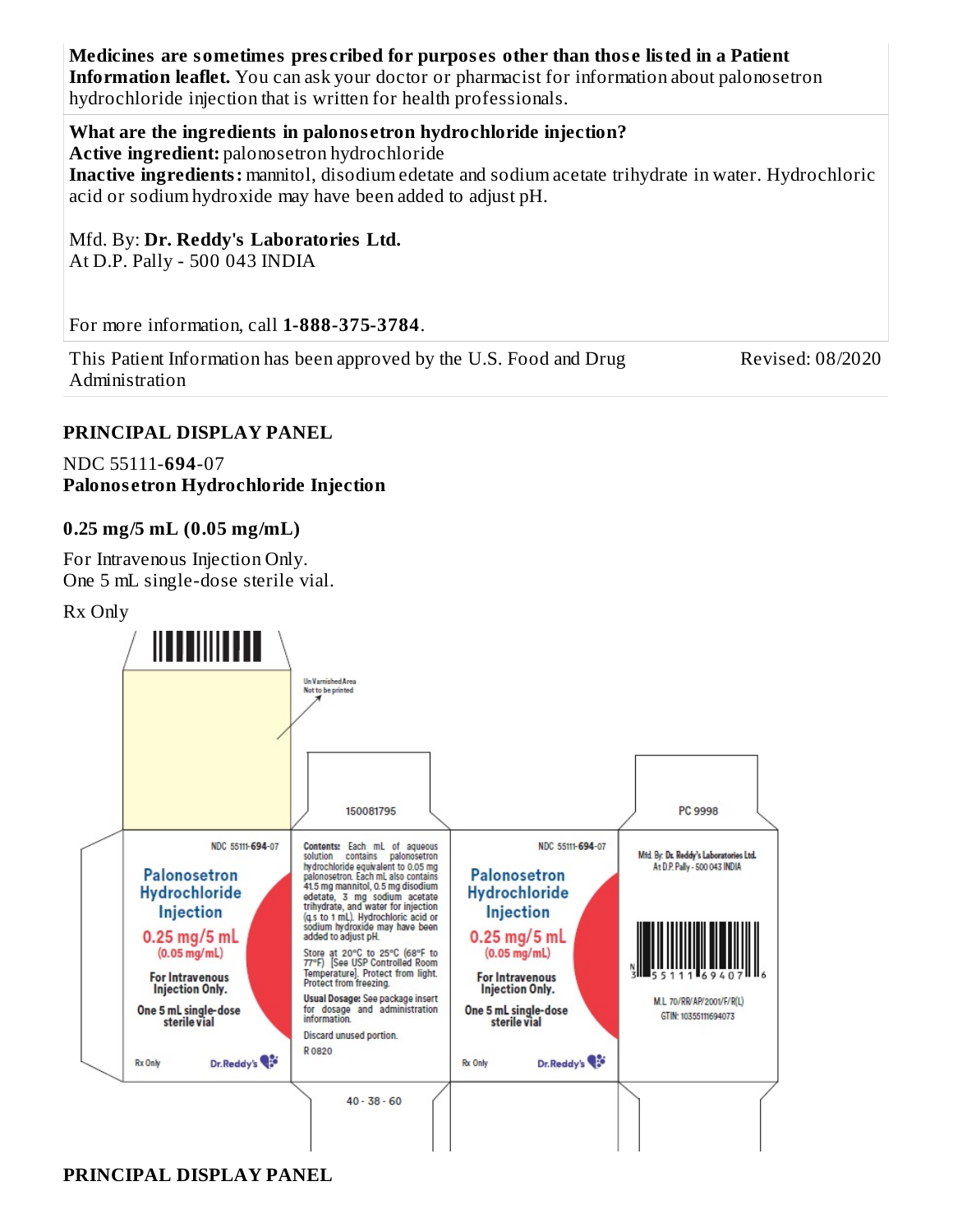**Medicines are sometimes prescribed for purposes other than those listed in a Patient Information leaflet.** You can ask your doctor or pharmacist for information about palonosetron hydrochloride injection that is written for health professionals.

**What are the ingredients in palonosetron hydrochloride injection?**
**Active ingredient:** palonosetron hydrochloride
**Inactive ingredients:** mannitol, disodium edetate and sodium acetate trihydrate in water. Hydrochloric acid or sodium hydroxide may have been added to adjust pH.

Mfd. By: **Dr. Reddy's Laboratories Ltd.**
At D.P. Pally - 500 043 INDIA

For more information, call **1-888-375-3784**.

This Patient Information has been approved by the U.S. Food and Drug Administration

Revised: 08/2020

## PRINCIPAL DISPLAY PANEL

NDC 55111-**694**-07
**Palonosetron Hydrochloride Injection**

**0.25 mg/5 mL (0.05 mg/mL)**

For Intravenous Injection Only.
One 5 mL single-dose sterile vial.

Rx Only

Un Varnished Area Not to be printed

150081795

PC 9998

NDC 55111-**694**-07

Palonosetron Hydrochloride Injection

0.25 mg/5 mL (0.05 mg/mL)

For Intravenous Injection Only.

One 5 mL single-dose sterile vial

Rx Only Dr.Reddy's

**Contents:** Each mL of aqueous solution contains palonosetron hydrochloride equivalent to 0.05 mg palonosetron. Each mL also contains 41.5 mg mannitol, 0.5 mg disodium edetate, 3 mg sodium acetate trihydrate, and water for injection (q.s to 1 mL). Hydrochloric acid or sodium hydroxide may have been added to adjust pH.

Store at 20°C to 25°C (68°F to 77°F) [See USP Controlled Room Temperature]. Protect from light. Protect from freezing.

**Usual Dosage:** See package insert for dosage and administration information.

Discard unused portion.

R 0820

Mfd. By: Dr. Reddy's Laboratories Ltd. At D.P. Pally - 500 043 INDIA

3 55111 69407 6

M.L 70/RR/AP/2001/F/R(L)

GTIN: 10355111694073

40 - 38 - 60

## PRINCIPAL DISPLAY PANEL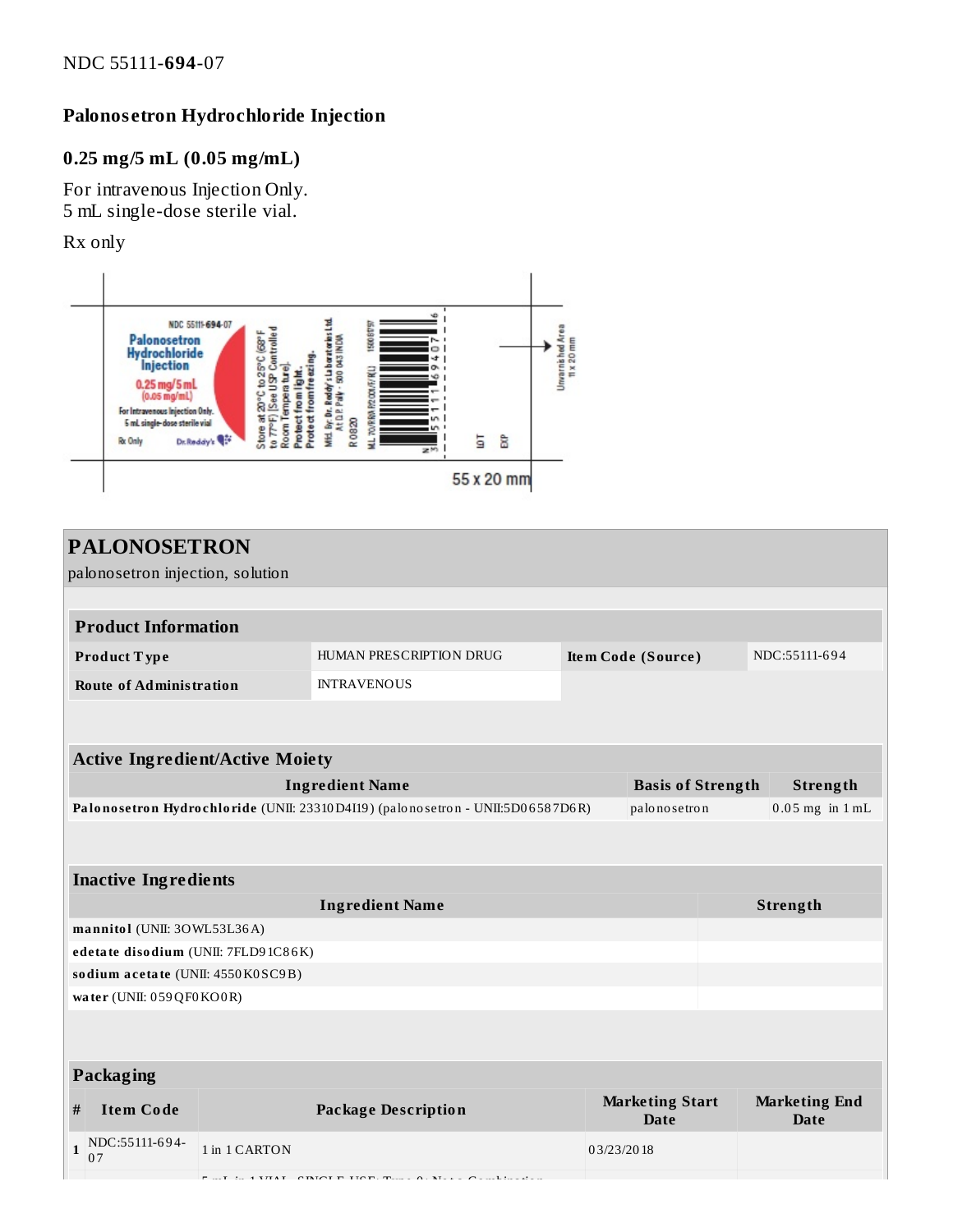NDC 55111-**694**-07

**Palonosetron Hydrochloride Injection**

**0.25 mg/5 mL (0.05 mg/mL)**

For intravenous Injection Only.
5 mL single-dose sterile vial.

Rx only

## PALONOSETRON

palonosetron injection, solution

| **Product Information** | | | |
|---|---|---|---|
| **Product Type** | HUMAN PRESCRIPTION DRUG | **Item Code (Source)** | NDC:55111-694 |
| **Route of Administration** | INTRAVENOUS | | |

| **Active Ingredient/Active Moiety** | | |
|---|---|---|
| **Ingredient Name** | **Basis of Strength** | **Strength** |
| **Palonosetron Hydrochloride** (UNII: 23310D4I19) (palonosetron - UNII:5D06587D6R) | palonosetron | 0.05 mg in 1 mL |

| **Inactive Ingredients** | |
|---|---|
| **Ingredient Name** | **Strength** |
| **mannitol** (UNII: 3OWL53L36A) | |
| **edetate disodium** (UNII: 7FLD91C86K) | |
| **sodium acetate** (UNII: 4550K0SC9B) | |
| **water** (UNII: 059QF0KO0R) | |

| **Packaging** | | | | |
|---|---|---|---|---|
| **#** | **Item Code** | **Package Description** | **Marketing Start Date** | **Marketing End Date** |
| **1** | NDC:55111-694-07 | 1 in 1 CARTON | 03/23/2018 | |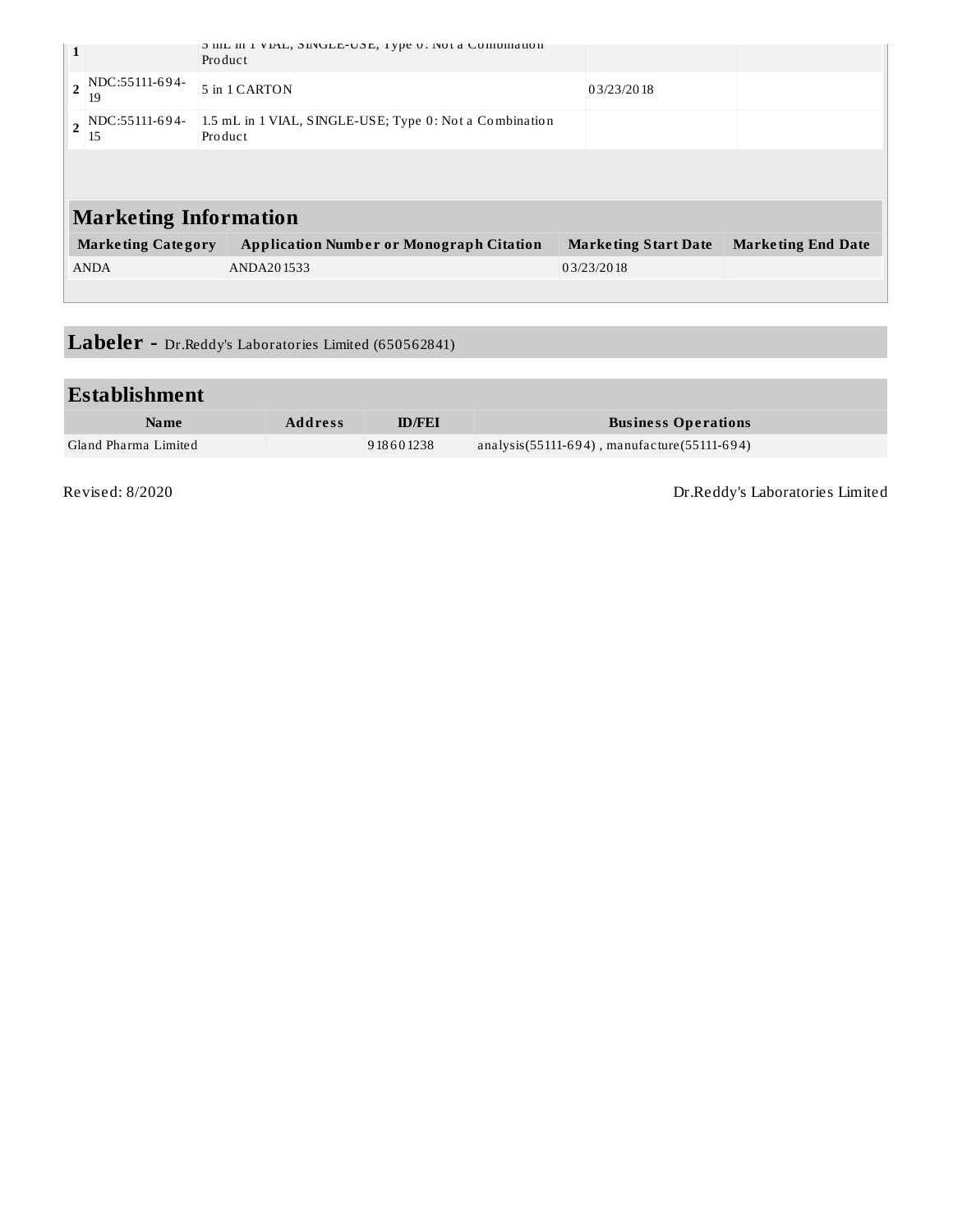| | | | | |
|---|---|---|---|---|
| 1 | | 5 mL in 1 VIAL, SINGLE-USE; Type 0: Not a Combination Product | | |
| 2 | NDC:55111-694-19 | 5 in 1 CARTON | 03/23/2018 | |
| 2 | NDC:55111-694-15 | 1.5 mL in 1 VIAL, SINGLE-USE; Type 0: Not a Combination Product | | |

## Marketing Information

| Marketing Category | Application Number or Monograph Citation | Marketing Start Date | Marketing End Date |
|---|---|---|---|
| ANDA | ANDA201533 | 03/23/2018 | |

## Labeler - Dr.Reddy's Laboratories Limited (650562841)

## Establishment

| Name | Address | ID/FEI | Business Operations |
|---|---|---|---|
| Gland Pharma Limited | | 918601238 | analysis(55111-694) , manufacture(55111-694) |

Revised: 8/2020

Dr.Reddy's Laboratories Limited